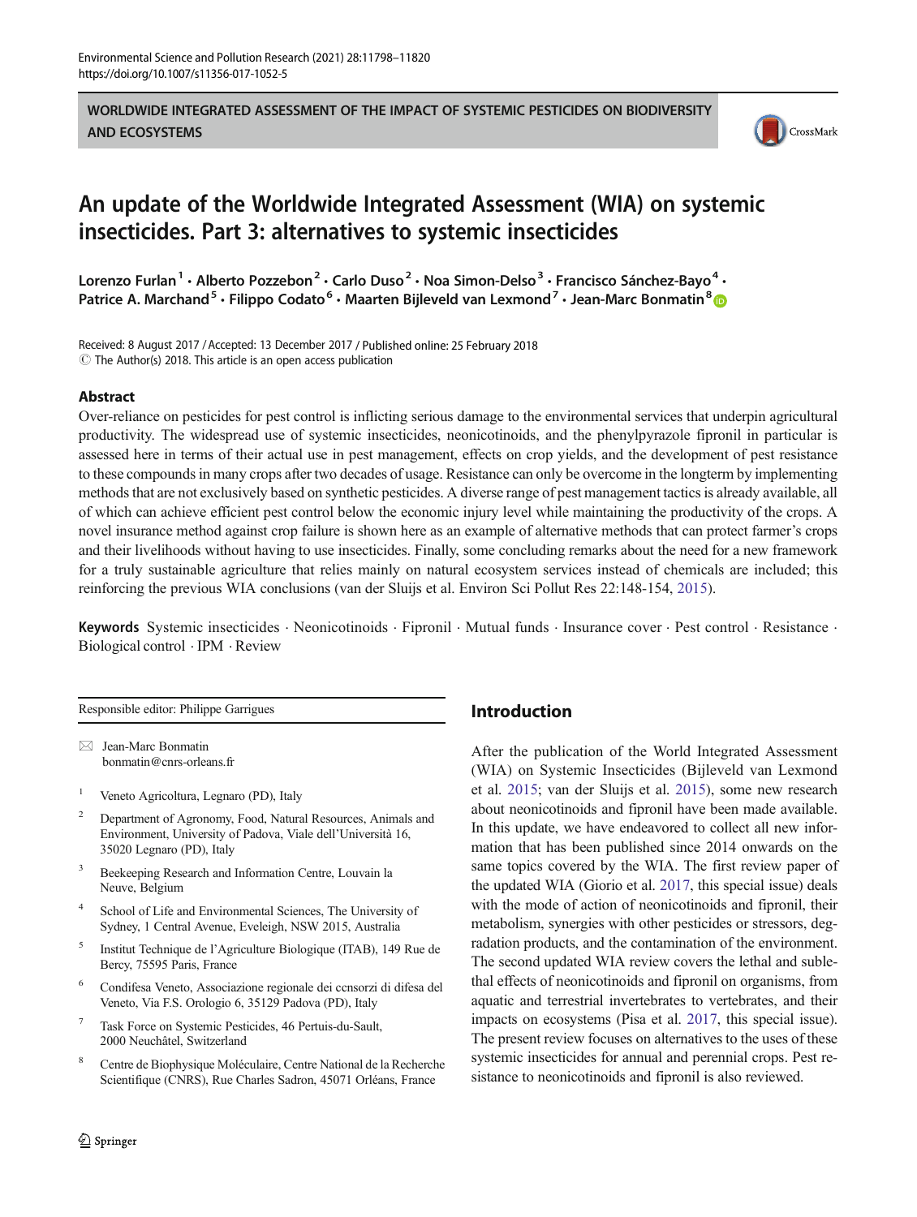WORLDWIDE INTEGRATED ASSESSMENT OF THE IMPACT OF SYSTEMIC PESTICIDES ON BIODIVERSITY AND ECOSYSTEMS

# An update of the Worldwide Integrated Assessment (WIA) on systemic insecticides. Part 3: alternatives to systemic insecticides

Lorenzo Furlan[1] · Alberto Pozzebon[2] · Carlo Duso[2] · Noa Simon-Delso[3] · Francisco Sánchez-Bayo[4] · Patrice A. Marchand[5] · Filippo Codato[6] · Maarten Bijleveld van Lexmond[7] · Jean-Marc Bonmatin[8]

Received: 8 August 2017 / Accepted: 13 December 2017 / Published online: 25 February 2018
© The Author(s) 2018. This article is an open access publication

## Abstract

Over-reliance on pesticides for pest control is inflicting serious damage to the environmental services that underpin agricultural productivity. The widespread use of systemic insecticides, neonicotinoids, and the phenylpyrazole fipronil in particular is assessed here in terms of their actual use in pest management, effects on crop yields, and the development of pest resistance to these compounds in many crops after two decades of usage. Resistance can only be overcome in the longterm by implementing methods that are not exclusively based on synthetic pesticides. A diverse range of pest management tactics is already available, all of which can achieve efficient pest control below the economic injury level while maintaining the productivity of the crops. A novel insurance method against crop failure is shown here as an example of alternative methods that can protect farmer's crops and their livelihoods without having to use insecticides. Finally, some concluding remarks about the need for a new framework for a truly sustainable agriculture that relies mainly on natural ecosystem services instead of chemicals are included; this reinforcing the previous WIA conclusions (van der Sluijs et al. Environ Sci Pollut Res 22:148-154, 2015).

**Keywords** Systemic insecticides · Neonicotinoids · Fipronil · Mutual funds · Insurance cover · Pest control · Resistance · Biological control · IPM · Review

Responsible editor: Philippe Garrigues

✉ Jean-Marc Bonmatin
bonmatin@cnrs-orleans.fr

[1] Veneto Agricoltura, Legnaro (PD), Italy

[2] Department of Agronomy, Food, Natural Resources, Animals and Environment, University of Padova, Viale dell'Università 16, 35020 Legnaro (PD), Italy

[3] Beekeeping Research and Information Centre, Louvain la Neuve, Belgium

[4] School of Life and Environmental Sciences, The University of Sydney, 1 Central Avenue, Eveleigh, NSW 2015, Australia

[5] Institut Technique de l'Agriculture Biologique (ITAB), 149 Rue de Bercy, 75595 Paris, France

[6] Condifesa Veneto, Associazione regionale dei ccnsorzi di difesa del Veneto, Via F.S. Orologio 6, 35129 Padova (PD), Italy

[7] Task Force on Systemic Pesticides, 46 Pertuis-du-Sault, 2000 Neuchâtel, Switzerland

[8] Centre de Biophysique Moléculaire, Centre National de la Recherche Scientifique (CNRS), Rue Charles Sadron, 45071 Orléans, France

## Introduction

After the publication of the World Integrated Assessment (WIA) on Systemic Insecticides (Bijleveld van Lexmond et al. 2015; van der Sluijs et al. 2015), some new research about neonicotinoids and fipronil have been made available. In this update, we have endeavored to collect all new information that has been published since 2014 onwards on the same topics covered by the WIA. The first review paper of the updated WIA (Giorio et al. 2017, this special issue) deals with the mode of action of neonicotinoids and fipronil, their metabolism, synergies with other pesticides or stressors, degradation products, and the contamination of the environment. The second updated WIA review covers the lethal and sublethal effects of neonicotinoids and fipronil on organisms, from aquatic and terrestrial invertebrates to vertebrates, and their impacts on ecosystems (Pisa et al. 2017, this special issue). The present review focuses on alternatives to the uses of these systemic insecticides for annual and perennial crops. Pest resistance to neonicotinoids and fipronil is also reviewed.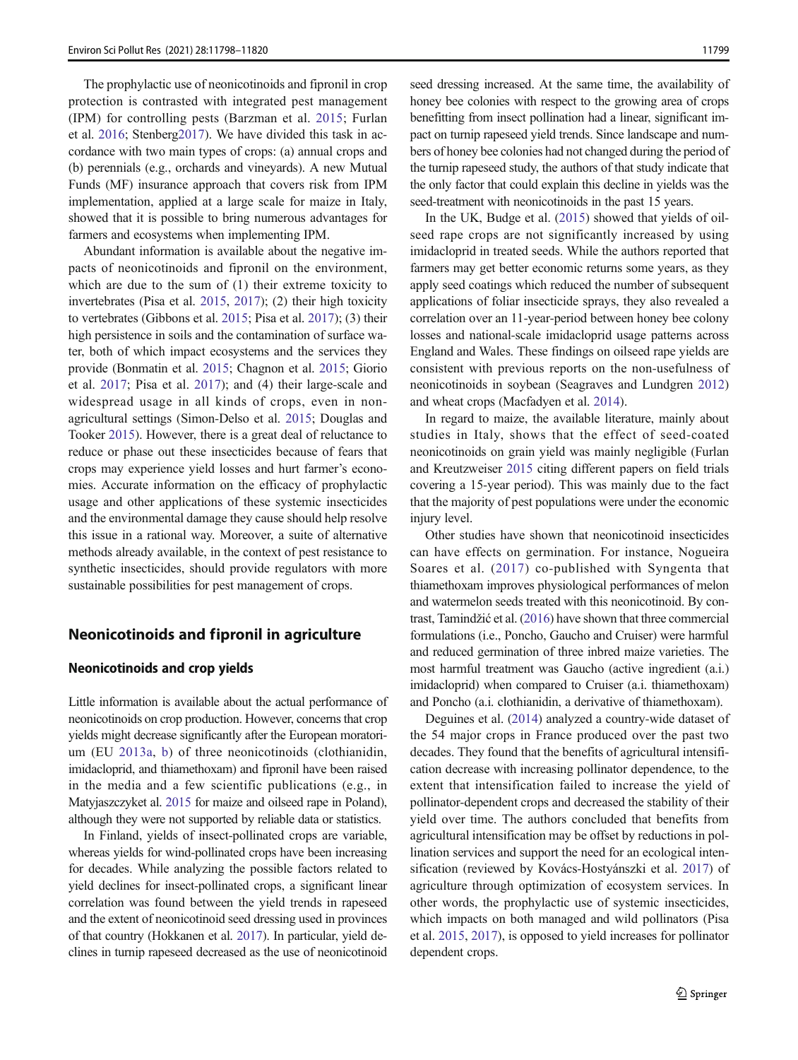The prophylactic use of neonicotinoids and fipronil in crop protection is contrasted with integrated pest management (IPM) for controlling pests (Barzman et al. 2015; Furlan et al. 2016; Stenberg2017). We have divided this task in accordance with two main types of crops: (a) annual crops and (b) perennials (e.g., orchards and vineyards). A new Mutual Funds (MF) insurance approach that covers risk from IPM implementation, applied at a large scale for maize in Italy, showed that it is possible to bring numerous advantages for farmers and ecosystems when implementing IPM.

Abundant information is available about the negative impacts of neonicotinoids and fipronil on the environment, which are due to the sum of (1) their extreme toxicity to invertebrates (Pisa et al. 2015, 2017); (2) their high toxicity to vertebrates (Gibbons et al. 2015; Pisa et al. 2017); (3) their high persistence in soils and the contamination of surface water, both of which impact ecosystems and the services they provide (Bonmatin et al. 2015; Chagnon et al. 2015; Giorio et al. 2017; Pisa et al. 2017); and (4) their large-scale and widespread usage in all kinds of crops, even in non-agricultural settings (Simon-Delso et al. 2015; Douglas and Tooker 2015). However, there is a great deal of reluctance to reduce or phase out these insecticides because of fears that crops may experience yield losses and hurt farmer's economies. Accurate information on the efficacy of prophylactic usage and other applications of these systemic insecticides and the environmental damage they cause should help resolve this issue in a rational way. Moreover, a suite of alternative methods already available, in the context of pest resistance to synthetic insecticides, should provide regulators with more sustainable possibilities for pest management of crops.

## Neonicotinoids and fipronil in agriculture

### Neonicotinoids and crop yields

Little information is available about the actual performance of neonicotinoids on crop production. However, concerns that crop yields might decrease significantly after the European moratorium (EU 2013a, b) of three neonicotinoids (clothianidin, imidacloprid, and thiamethoxam) and fipronil have been raised in the media and a few scientific publications (e.g., in Matyjaszczyket al. 2015 for maize and oilseed rape in Poland), although they were not supported by reliable data or statistics.

In Finland, yields of insect-pollinated crops are variable, whereas yields for wind-pollinated crops have been increasing for decades. While analyzing the possible factors related to yield declines for insect-pollinated crops, a significant linear correlation was found between the yield trends in rapeseed and the extent of neonicotinoid seed dressing used in provinces of that country (Hokkanen et al. 2017). In particular, yield declines in turnip rapeseed decreased as the use of neonicotinoid seed dressing increased. At the same time, the availability of honey bee colonies with respect to the growing area of crops benefitting from insect pollination had a linear, significant impact on turnip rapeseed yield trends. Since landscape and numbers of honey bee colonies had not changed during the period of the turnip rapeseed study, the authors of that study indicate that the only factor that could explain this decline in yields was the seed-treatment with neonicotinoids in the past 15 years.

In the UK, Budge et al. (2015) showed that yields of oilseed rape crops are not significantly increased by using imidacloprid in treated seeds. While the authors reported that farmers may get better economic returns some years, as they apply seed coatings which reduced the number of subsequent applications of foliar insecticide sprays, they also revealed a correlation over an 11-year-period between honey bee colony losses and national-scale imidacloprid usage patterns across England and Wales. These findings on oilseed rape yields are consistent with previous reports on the non-usefulness of neonicotinoids in soybean (Seagraves and Lundgren 2012) and wheat crops (Macfadyen et al. 2014).

In regard to maize, the available literature, mainly about studies in Italy, shows that the effect of seed-coated neonicotinoids on grain yield was mainly negligible (Furlan and Kreutzweiser 2015 citing different papers on field trials covering a 15-year period). This was mainly due to the fact that the majority of pest populations were under the economic injury level.

Other studies have shown that neonicotinoid insecticides can have effects on germination. For instance, Nogueira Soares et al. (2017) co-published with Syngenta that thiamethoxam improves physiological performances of melon and watermelon seeds treated with this neonicotinoid. By contrast, Tamindžić et al. (2016) have shown that three commercial formulations (i.e., Poncho, Gaucho and Cruiser) were harmful and reduced germination of three inbred maize varieties. The most harmful treatment was Gaucho (active ingredient (a.i.) imidacloprid) when compared to Cruiser (a.i. thiamethoxam) and Poncho (a.i. clothianidin, a derivative of thiamethoxam).

Deguines et al. (2014) analyzed a country-wide dataset of the 54 major crops in France produced over the past two decades. They found that the benefits of agricultural intensification decrease with increasing pollinator dependence, to the extent that intensification failed to increase the yield of pollinator-dependent crops and decreased the stability of their yield over time. The authors concluded that benefits from agricultural intensification may be offset by reductions in pollination services and support the need for an ecological intensification (reviewed by Kovács-Hostyánszki et al. 2017) of agriculture through optimization of ecosystem services. In other words, the prophylactic use of systemic insecticides, which impacts on both managed and wild pollinators (Pisa et al. 2015, 2017), is opposed to yield increases for pollinator dependent crops.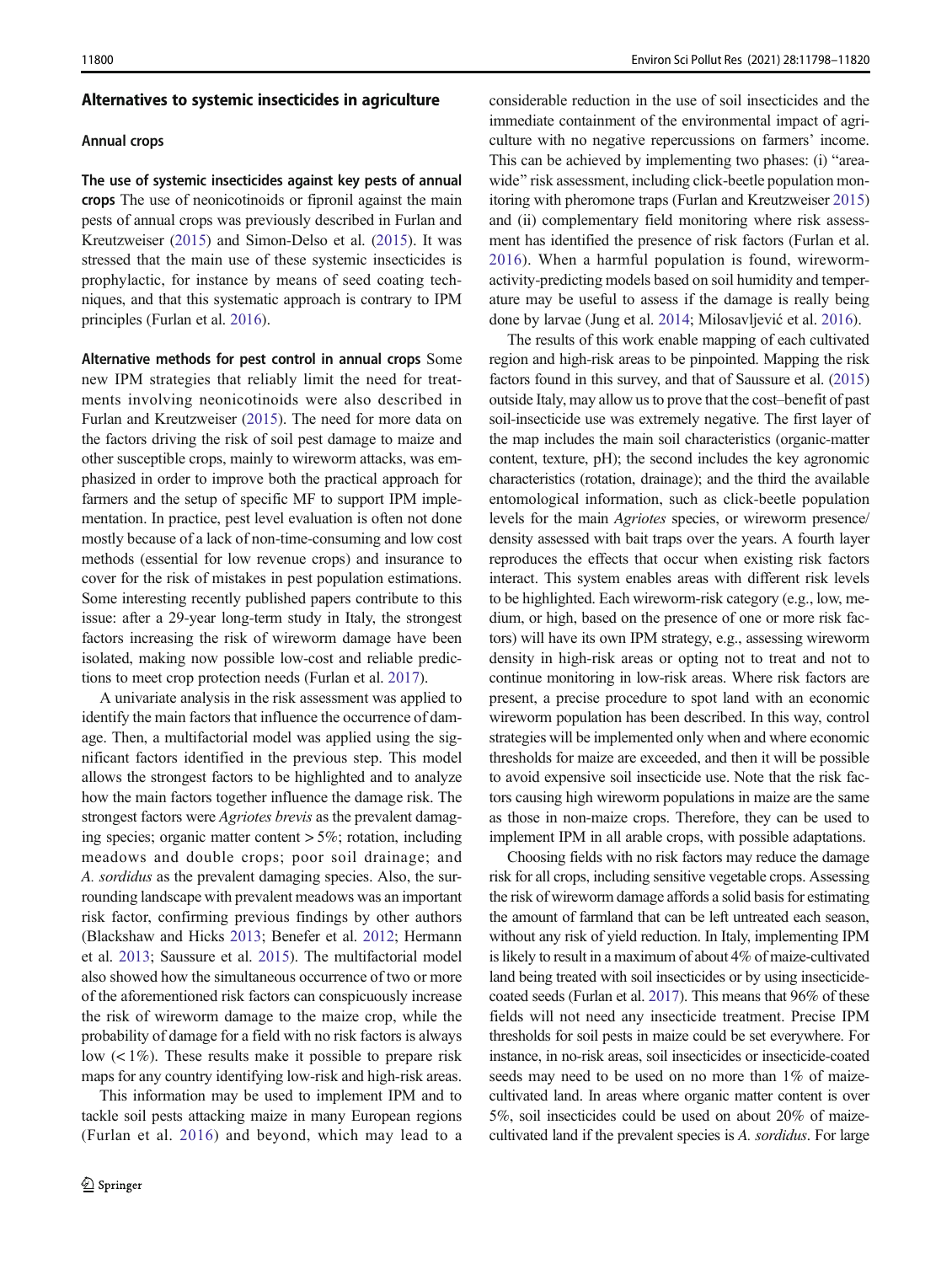## Alternatives to systemic insecticides in agriculture

### Annual crops

**The use of systemic insecticides against key pests of annual crops** The use of neonicotinoids or fipronil against the main pests of annual crops was previously described in Furlan and Kreutzweiser (2015) and Simon-Delso et al. (2015). It was stressed that the main use of these systemic insecticides is prophylactic, for instance by means of seed coating techniques, and that this systematic approach is contrary to IPM principles (Furlan et al. 2016).

**Alternative methods for pest control in annual crops** Some new IPM strategies that reliably limit the need for treatments involving neonicotinoids were also described in Furlan and Kreutzweiser (2015). The need for more data on the factors driving the risk of soil pest damage to maize and other susceptible crops, mainly to wireworm attacks, was emphasized in order to improve both the practical approach for farmers and the setup of specific MF to support IPM implementation. In practice, pest level evaluation is often not done mostly because of a lack of non-time-consuming and low cost methods (essential for low revenue crops) and insurance to cover for the risk of mistakes in pest population estimations. Some interesting recently published papers contribute to this issue: after a 29-year long-term study in Italy, the strongest factors increasing the risk of wireworm damage have been isolated, making now possible low-cost and reliable predictions to meet crop protection needs (Furlan et al. 2017).

A univariate analysis in the risk assessment was applied to identify the main factors that influence the occurrence of damage. Then, a multifactorial model was applied using the significant factors identified in the previous step. This model allows the strongest factors to be highlighted and to analyze how the main factors together influence the damage risk. The strongest factors were *Agriotes brevis* as the prevalent damaging species; organic matter content > 5%; rotation, including meadows and double crops; poor soil drainage; and *A. sordidus* as the prevalent damaging species. Also, the surrounding landscape with prevalent meadows was an important risk factor, confirming previous findings by other authors (Blackshaw and Hicks 2013; Benefer et al. 2012; Hermann et al. 2013; Saussure et al. 2015). The multifactorial model also showed how the simultaneous occurrence of two or more of the aforementioned risk factors can conspicuously increase the risk of wireworm damage to the maize crop, while the probability of damage for a field with no risk factors is always low (< 1%). These results make it possible to prepare risk maps for any country identifying low-risk and high-risk areas.

This information may be used to implement IPM and to tackle soil pests attacking maize in many European regions (Furlan et al. 2016) and beyond, which may lead to a considerable reduction in the use of soil insecticides and the immediate containment of the environmental impact of agriculture with no negative repercussions on farmers' income. This can be achieved by implementing two phases: (i) "area-wide" risk assessment, including click-beetle population monitoring with pheromone traps (Furlan and Kreutzweiser 2015) and (ii) complementary field monitoring where risk assessment has identified the presence of risk factors (Furlan et al. 2016). When a harmful population is found, wireworm-activity-predicting models based on soil humidity and temperature may be useful to assess if the damage is really being done by larvae (Jung et al. 2014; Milosavljević et al. 2016).

The results of this work enable mapping of each cultivated region and high-risk areas to be pinpointed. Mapping the risk factors found in this survey, and that of Saussure et al. (2015) outside Italy, may allow us to prove that the cost–benefit of past soil-insecticide use was extremely negative. The first layer of the map includes the main soil characteristics (organic-matter content, texture, pH); the second includes the key agronomic characteristics (rotation, drainage); and the third the available entomological information, such as click-beetle population levels for the main *Agriotes* species, or wireworm presence/density assessed with bait traps over the years. A fourth layer reproduces the effects that occur when existing risk factors interact. This system enables areas with different risk levels to be highlighted. Each wireworm-risk category (e.g., low, medium, or high, based on the presence of one or more risk factors) will have its own IPM strategy, e.g., assessing wireworm density in high-risk areas or opting not to treat and not to continue monitoring in low-risk areas. Where risk factors are present, a precise procedure to spot land with an economic wireworm population has been described. In this way, control strategies will be implemented only when and where economic thresholds for maize are exceeded, and then it will be possible to avoid expensive soil insecticide use. Note that the risk factors causing high wireworm populations in maize are the same as those in non-maize crops. Therefore, they can be used to implement IPM in all arable crops, with possible adaptations.

Choosing fields with no risk factors may reduce the damage risk for all crops, including sensitive vegetable crops. Assessing the risk of wireworm damage affords a solid basis for estimating the amount of farmland that can be left untreated each season, without any risk of yield reduction. In Italy, implementing IPM is likely to result in a maximum of about 4% of maize-cultivated land being treated with soil insecticides or by using insecticide-coated seeds (Furlan et al. 2017). This means that 96% of these fields will not need any insecticide treatment. Precise IPM thresholds for soil pests in maize could be set everywhere. For instance, in no-risk areas, soil insecticides or insecticide-coated seeds may need to be used on no more than 1% of maize-cultivated land. In areas where organic matter content is over 5%, soil insecticides could be used on about 20% of maize-cultivated land if the prevalent species is *A. sordidus*. For large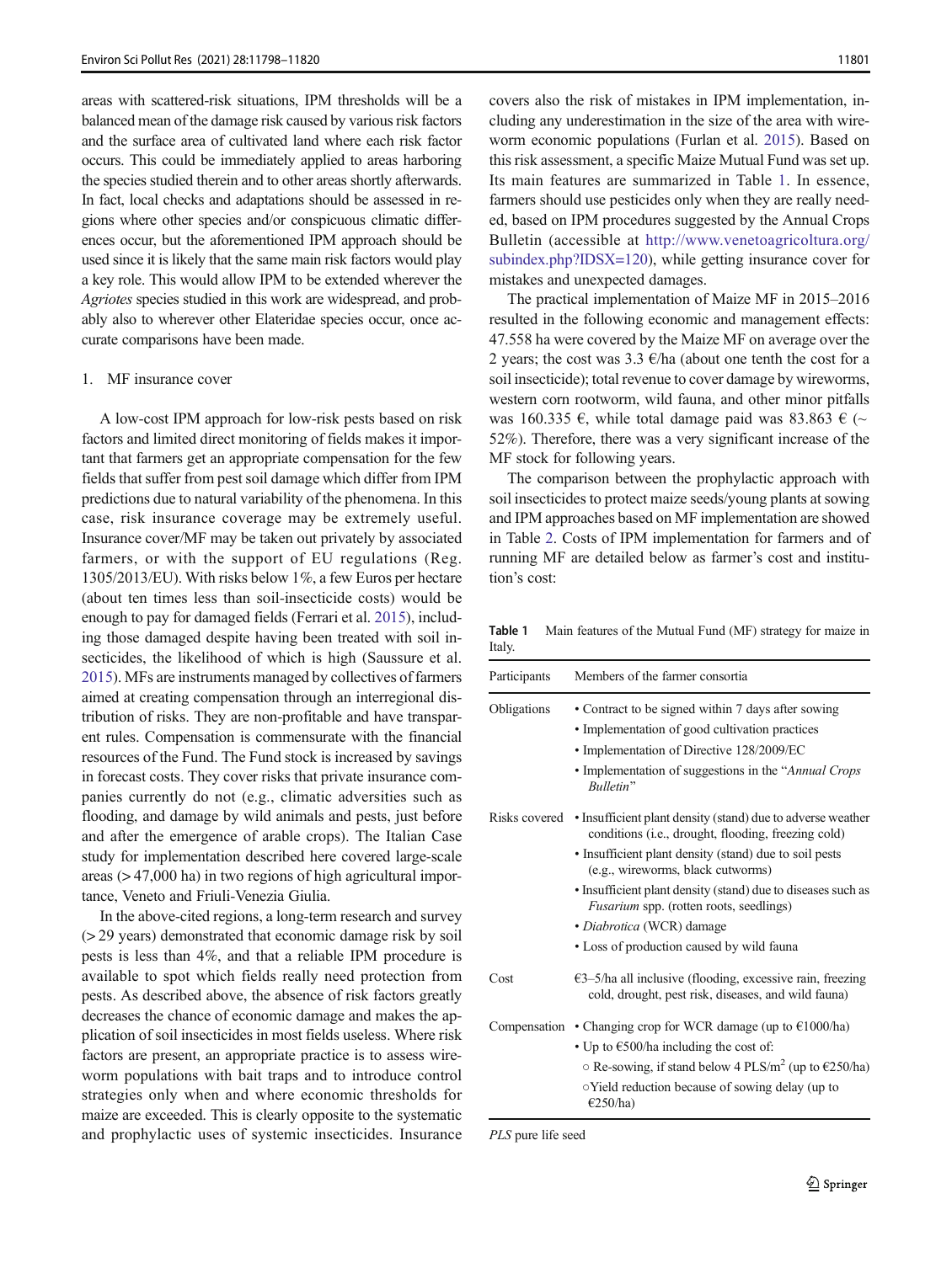areas with scattered-risk situations, IPM thresholds will be a balanced mean of the damage risk caused by various risk factors and the surface area of cultivated land where each risk factor occurs. This could be immediately applied to areas harboring the species studied therein and to other areas shortly afterwards. In fact, local checks and adaptations should be assessed in regions where other species and/or conspicuous climatic differences occur, but the aforementioned IPM approach should be used since it is likely that the same main risk factors would play a key role. This would allow IPM to be extended wherever the *Agriotes* species studied in this work are widespread, and probably also to wherever other Elateridae species occur, once accurate comparisons have been made.

1. MF insurance cover

A low-cost IPM approach for low-risk pests based on risk factors and limited direct monitoring of fields makes it important that farmers get an appropriate compensation for the few fields that suffer from pest soil damage which differ from IPM predictions due to natural variability of the phenomena. In this case, risk insurance coverage may be extremely useful. Insurance cover/MF may be taken out privately by associated farmers, or with the support of EU regulations (Reg. 1305/2013/EU). With risks below 1%, a few Euros per hectare (about ten times less than soil-insecticide costs) would be enough to pay for damaged fields (Ferrari et al. 2015), including those damaged despite having been treated with soil insecticides, the likelihood of which is high (Saussure et al. 2015). MFs are instruments managed by collectives of farmers aimed at creating compensation through an interregional distribution of risks. They are non-profitable and have transparent rules. Compensation is commensurate with the financial resources of the Fund. The Fund stock is increased by savings in forecast costs. They cover risks that private insurance companies currently do not (e.g., climatic adversities such as flooding, and damage by wild animals and pests, just before and after the emergence of arable crops). The Italian Case study for implementation described here covered large-scale areas (> 47,000 ha) in two regions of high agricultural importance, Veneto and Friuli-Venezia Giulia.

In the above-cited regions, a long-term research and survey (> 29 years) demonstrated that economic damage risk by soil pests is less than 4%, and that a reliable IPM procedure is available to spot which fields really need protection from pests. As described above, the absence of risk factors greatly decreases the chance of economic damage and makes the application of soil insecticides in most fields useless. Where risk factors are present, an appropriate practice is to assess wireworm populations with bait traps and to introduce control strategies only when and where economic thresholds for maize are exceeded. This is clearly opposite to the systematic and prophylactic uses of systemic insecticides. Insurance covers also the risk of mistakes in IPM implementation, including any underestimation in the size of the area with wireworm economic populations (Furlan et al. 2015). Based on this risk assessment, a specific Maize Mutual Fund was set up. Its main features are summarized in Table 1. In essence, farmers should use pesticides only when they are really needed, based on IPM procedures suggested by the Annual Crops Bulletin (accessible at http://www.venetoagricoltura.org/subindex.php?IDSX=120), while getting insurance cover for mistakes and unexpected damages.

The practical implementation of Maize MF in 2015–2016 resulted in the following economic and management effects: 47.558 ha were covered by the Maize MF on average over the 2 years; the cost was 3.3 €/ha (about one tenth the cost for a soil insecticide); total revenue to cover damage by wireworms, western corn rootworm, wild fauna, and other minor pitfalls was 160.335 €, while total damage paid was 83.863 € (~ 52%). Therefore, there was a very significant increase of the MF stock for following years.

The comparison between the prophylactic approach with soil insecticides to protect maize seeds/young plants at sowing and IPM approaches based on MF implementation are showed in Table 2. Costs of IPM implementation for farmers and of running MF are detailed below as farmer's cost and institution's cost:

**Table 1** Main features of the Mutual Fund (MF) strategy for maize in Italy.

| Participants | Members of the farmer consortia |
|---|---|
| Obligations | • Contract to be signed within 7 days after sowing<br>• Implementation of good cultivation practices<br>• Implementation of Directive 128/2009/EC<br>• Implementation of suggestions in the "*Annual Crops Bulletin*" |
| Risks covered | • Insufficient plant density (stand) due to adverse weather conditions (i.e., drought, flooding, freezing cold)<br>• Insufficient plant density (stand) due to soil pests (e.g., wireworms, black cutworms)<br>• Insufficient plant density (stand) due to diseases such as *Fusarium* spp. (rotten roots, seedlings)<br>• *Diabrotica* (WCR) damage<br>• Loss of production caused by wild fauna |
| Cost | €3–5/ha all inclusive (flooding, excessive rain, freezing cold, drought, pest risk, diseases, and wild fauna) |
| Compensation | • Changing crop for WCR damage (up to €1000/ha)<br>• Up to €500/ha including the cost of:<br>○ Re-sowing, if stand below 4 PLS/m$^2$ (up to €250/ha)<br>○Yield reduction because of sowing delay (up to €250/ha) |

*PLS* pure life seed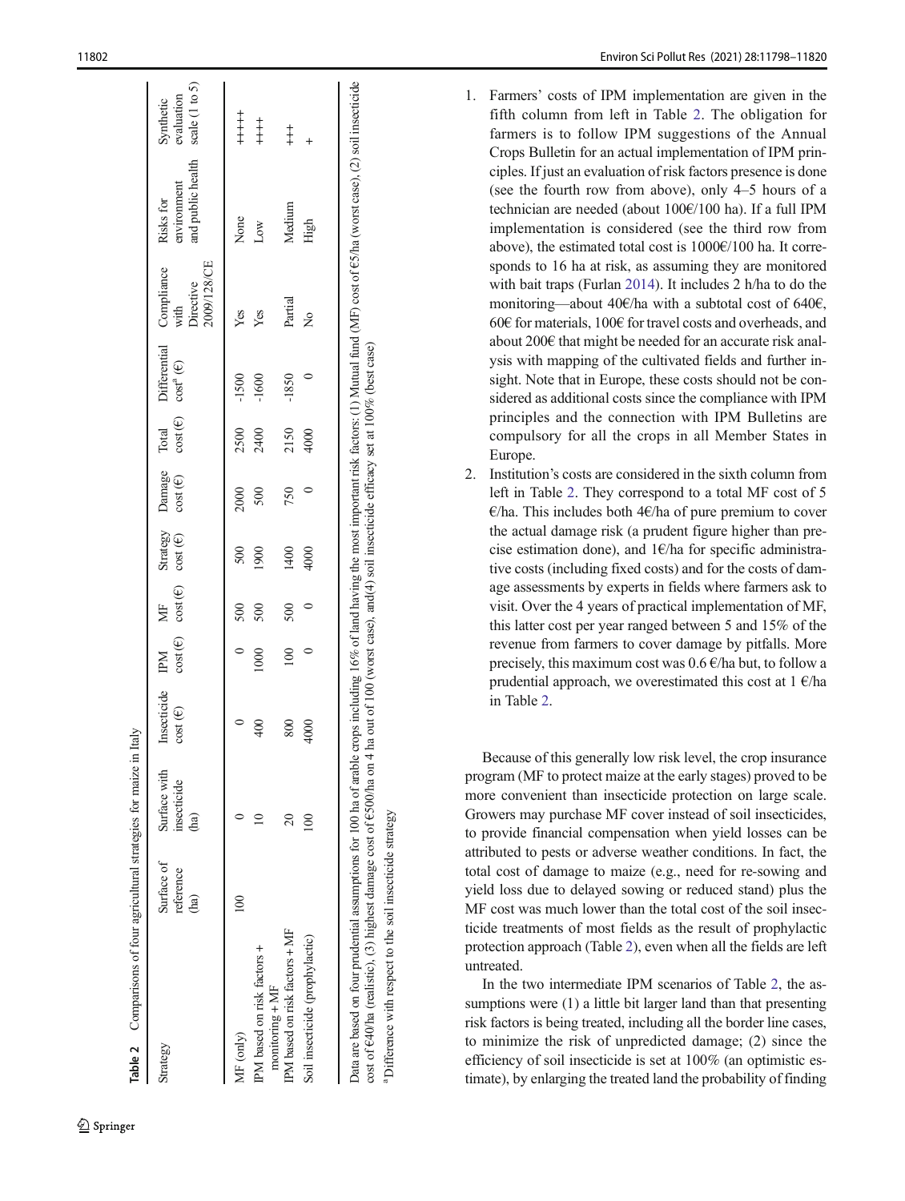**Table 2** Comparisons of four agricultural strategies for maize in Italy

| Strategy | Surface of reference (ha) | Surface with insecticide (ha) | Insecticide cost (€) | IPM cost (€) | MF cost (€) | Strategy cost (€) | Damage cost (€) | Total cost (€) | Differential cost[a] (€) | Compliance with Directive 2009/128/CE | Risks for environment and public health | Synthetic evaluation scale (1 to 5) |
|---|---|---|---|---|---|---|---|---|---|---|---|---|
| MF (only) | 100 | 0 | 0 | 0 | 500 | 500 | 2000 | 2500 | -1500 | Yes | None | +++++ |
| IPM based on risk factors + monitoring + MF | | 10 | 400 | 1000 | 500 | 1900 | 500 | 2400 | -1600 | Yes | Low | ++++ |
| IPM based on risk factors + MF | | 20 | 800 | 100 | 500 | 1400 | 750 | 2150 | -1850 | Partial | Medium | +++ |
| Soil insecticide (prophylactic) | | 100 | 4000 | 0 | 0 | 4000 | 0 | 4000 | 0 | No | High | + |

Data are based on four prudential assumptions for 100 ha of arable crops including 16% of land having the most important risk factors: (1) Mutual fund (MF) cost of €5/ha (worst case), (2) soil insecticide cost of €40/ha (realistic), (3) highest damage cost of €500/ha on 4 ha out of 100 (worst case), and(4) soil insecticide efficacy set at 100% (best case)

[a] Difference with respect to the soil insecticide strategy

1. Farmers' costs of IPM implementation are given in the fifth column from left in Table 2. The obligation for farmers is to follow IPM suggestions of the Annual Crops Bulletin for an actual implementation of IPM principles. If just an evaluation of risk factors presence is done (see the fourth row from above), only 4–5 hours of a technician are needed (about 100€/100 ha). If a full IPM implementation is considered (see the third row from above), the estimated total cost is 1000€/100 ha. It corresponds to 16 ha at risk, as assuming they are monitored with bait traps (Furlan 2014). It includes 2 h/ha to do the monitoring—about 40€/ha with a subtotal cost of 640€, 60€ for materials, 100€ for travel costs and overheads, and about 200€ that might be needed for an accurate risk analysis with mapping of the cultivated fields and further insight. Note that in Europe, these costs should not be considered as additional costs since the compliance with IPM principles and the connection with IPM Bulletins are compulsory for all the crops in all Member States in Europe.
2. Institution's costs are considered in the sixth column from left in Table 2. They correspond to a total MF cost of 5 €/ha. This includes both 4€/ha of pure premium to cover the actual damage risk (a prudent figure higher than precise estimation done), and 1€/ha for specific administrative costs (including fixed costs) and for the costs of damage assessments by experts in fields where farmers ask to visit. Over the 4 years of practical implementation of MF, this latter cost per year ranged between 5 and 15% of the revenue from farmers to cover damage by pitfalls. More precisely, this maximum cost was 0.6 €/ha but, to follow a prudential approach, we overestimated this cost at 1 €/ha in Table 2.

Because of this generally low risk level, the crop insurance program (MF to protect maize at the early stages) proved to be more convenient than insecticide protection on large scale. Growers may purchase MF cover instead of soil insecticides, to provide financial compensation when yield losses can be attributed to pests or adverse weather conditions. In fact, the total cost of damage to maize (e.g., need for re-sowing and yield loss due to delayed sowing or reduced stand) plus the MF cost was much lower than the total cost of the soil insecticide treatments of most fields as the result of prophylactic protection approach (Table 2), even when all the fields are left untreated.

In the two intermediate IPM scenarios of Table 2, the assumptions were (1) a little bit larger land than that presenting risk factors is being treated, including all the border line cases, to minimize the risk of unpredicted damage; (2) since the efficiency of soil insecticide is set at 100% (an optimistic estimate), by enlarging the treated land the probability of finding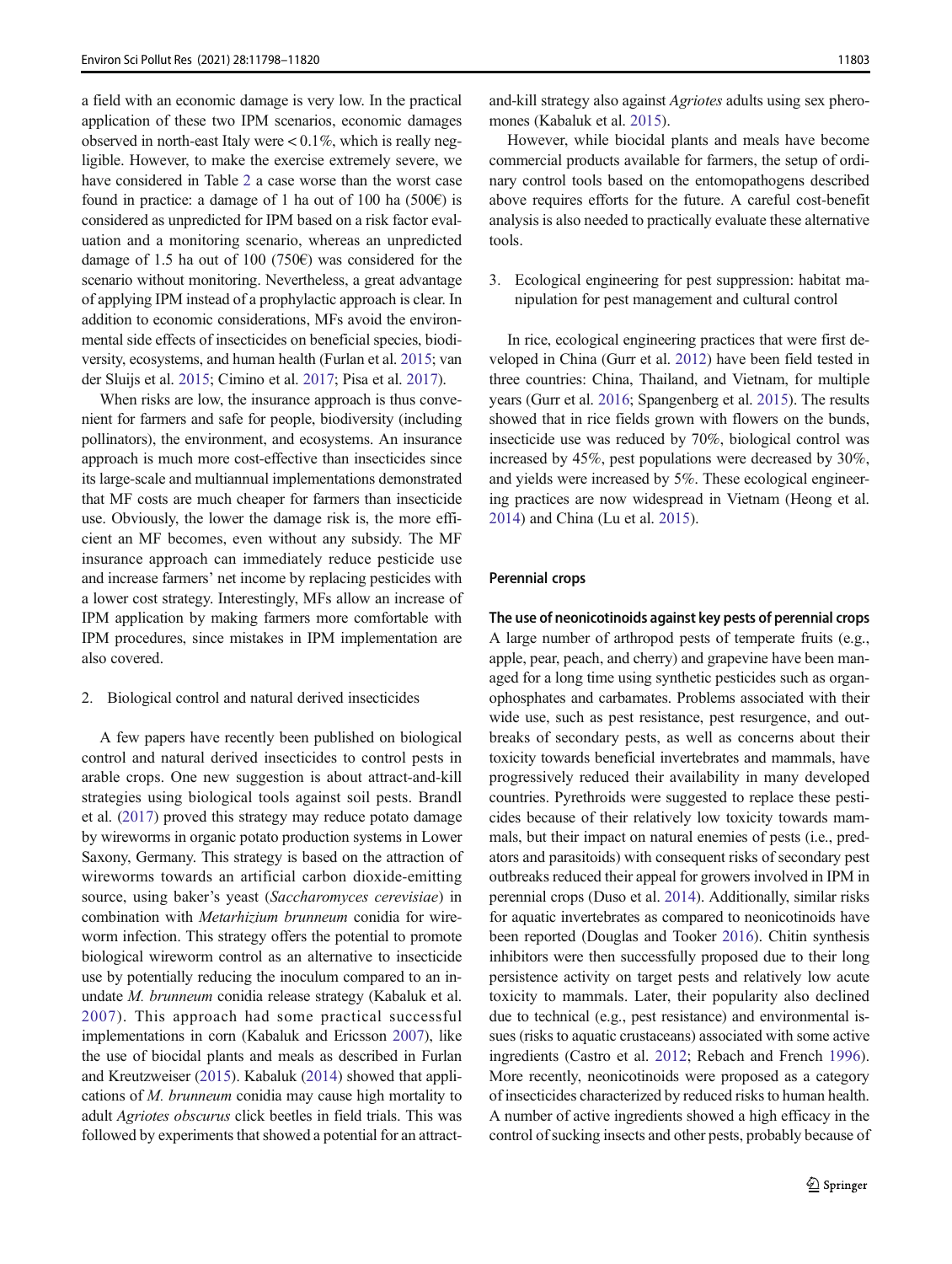a field with an economic damage is very low. In the practical application of these two IPM scenarios, economic damages observed in north-east Italy were < 0.1%, which is really negligible. However, to make the exercise extremely severe, we have considered in Table 2 a case worse than the worst case found in practice: a damage of 1 ha out of 100 ha (500€) is considered as unpredicted for IPM based on a risk factor evaluation and a monitoring scenario, whereas an unpredicted damage of 1.5 ha out of 100 (750€) was considered for the scenario without monitoring. Nevertheless, a great advantage of applying IPM instead of a prophylactic approach is clear. In addition to economic considerations, MFs avoid the environmental side effects of insecticides on beneficial species, biodiversity, ecosystems, and human health (Furlan et al. 2015; van der Sluijs et al. 2015; Cimino et al. 2017; Pisa et al. 2017).

When risks are low, the insurance approach is thus convenient for farmers and safe for people, biodiversity (including pollinators), the environment, and ecosystems. An insurance approach is much more cost-effective than insecticides since its large-scale and multiannual implementations demonstrated that MF costs are much cheaper for farmers than insecticide use. Obviously, the lower the damage risk is, the more efficient an MF becomes, even without any subsidy. The MF insurance approach can immediately reduce pesticide use and increase farmers' net income by replacing pesticides with a lower cost strategy. Interestingly, MFs allow an increase of IPM application by making farmers more comfortable with IPM procedures, since mistakes in IPM implementation are also covered.

2. Biological control and natural derived insecticides

A few papers have recently been published on biological control and natural derived insecticides to control pests in arable crops. One new suggestion is about attract-and-kill strategies using biological tools against soil pests. Brandl et al. (2017) proved this strategy may reduce potato damage by wireworms in organic potato production systems in Lower Saxony, Germany. This strategy is based on the attraction of wireworms towards an artificial carbon dioxide-emitting source, using baker's yeast (*Saccharomyces cerevisiae*) in combination with *Metarhizium brunneum* conidia for wireworm infection. This strategy offers the potential to promote biological wireworm control as an alternative to insecticide use by potentially reducing the inoculum compared to an inundate *M. brunneum* conidia release strategy (Kabaluk et al. 2007). This approach had some practical successful implementations in corn (Kabaluk and Ericsson 2007), like the use of biocidal plants and meals as described in Furlan and Kreutzweiser (2015). Kabaluk (2014) showed that applications of *M. brunneum* conidia may cause high mortality to adult *Agriotes obscurus* click beetles in field trials. This was followed by experiments that showed a potential for an attract-and-kill strategy also against *Agriotes* adults using sex pheromones (Kabaluk et al. 2015).

However, while biocidal plants and meals have become commercial products available for farmers, the setup of ordinary control tools based on the entomopathogens described above requires efforts for the future. A careful cost-benefit analysis is also needed to practically evaluate these alternative tools.

3. Ecological engineering for pest suppression: habitat manipulation for pest management and cultural control

In rice, ecological engineering practices that were first developed in China (Gurr et al. 2012) have been field tested in three countries: China, Thailand, and Vietnam, for multiple years (Gurr et al. 2016; Spangenberg et al. 2015). The results showed that in rice fields grown with flowers on the bunds, insecticide use was reduced by 70%, biological control was increased by 45%, pest populations were decreased by 30%, and yields were increased by 5%. These ecological engineering practices are now widespread in Vietnam (Heong et al. 2014) and China (Lu et al. 2015).

## Perennial crops

### The use of neonicotinoids against key pests of perennial crops

A large number of arthropod pests of temperate fruits (e.g., apple, pear, peach, and cherry) and grapevine have been managed for a long time using synthetic pesticides such as organophosphates and carbamates. Problems associated with their wide use, such as pest resistance, pest resurgence, and outbreaks of secondary pests, as well as concerns about their toxicity towards beneficial invertebrates and mammals, have progressively reduced their availability in many developed countries. Pyrethroids were suggested to replace these pesticides because of their relatively low toxicity towards mammals, but their impact on natural enemies of pests (i.e., predators and parasitoids) with consequent risks of secondary pest outbreaks reduced their appeal for growers involved in IPM in perennial crops (Duso et al. 2014). Additionally, similar risks for aquatic invertebrates as compared to neonicotinoids have been reported (Douglas and Tooker 2016). Chitin synthesis inhibitors were then successfully proposed due to their long persistence activity on target pests and relatively low acute toxicity to mammals. Later, their popularity also declined due to technical (e.g., pest resistance) and environmental issues (risks to aquatic crustaceans) associated with some active ingredients (Castro et al. 2012; Rebach and French 1996). More recently, neonicotinoids were proposed as a category of insecticides characterized by reduced risks to human health. A number of active ingredients showed a high efficacy in the control of sucking insects and other pests, probably because of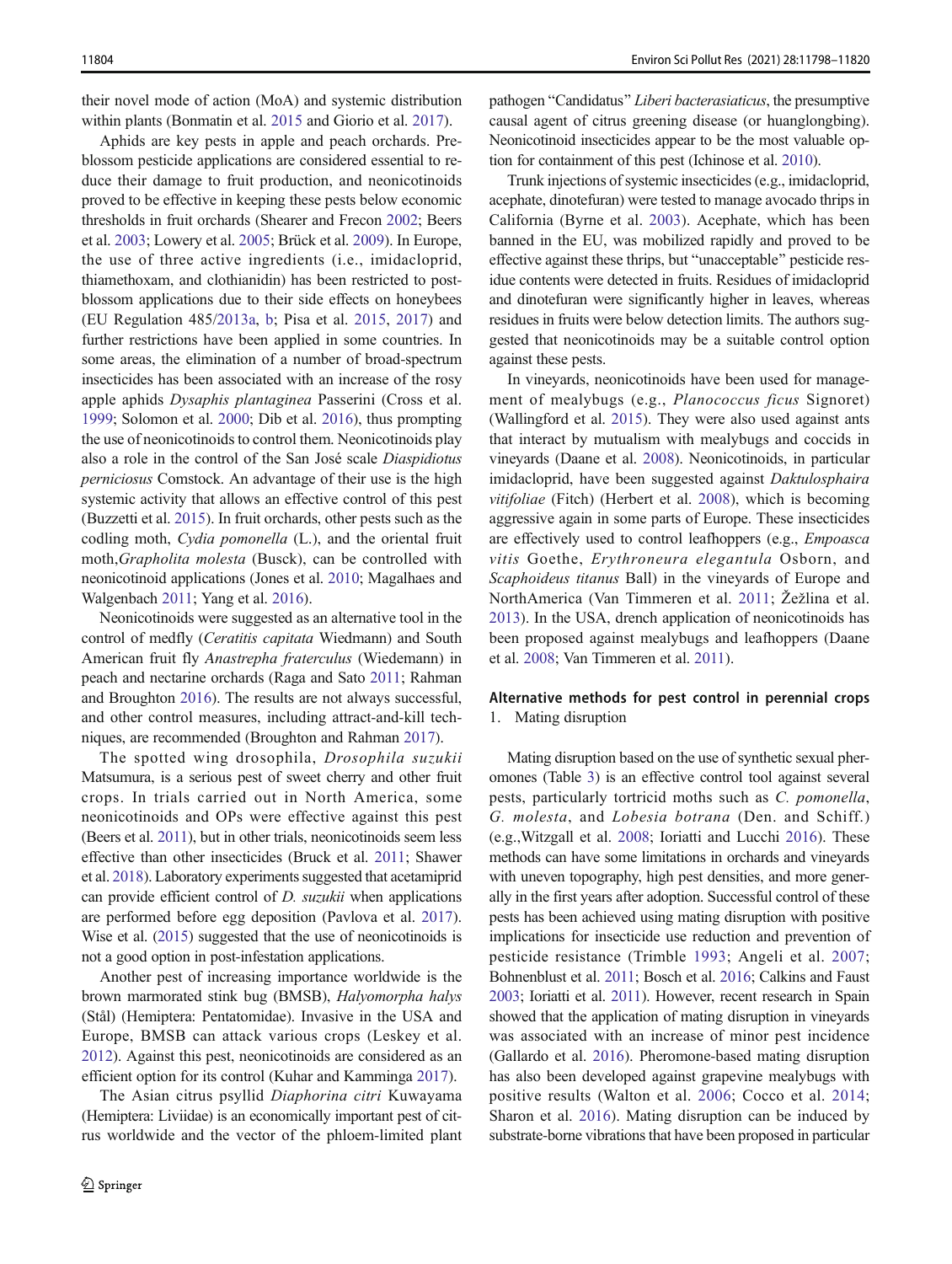their novel mode of action (MoA) and systemic distribution within plants (Bonmatin et al. 2015 and Giorio et al. 2017).

Aphids are key pests in apple and peach orchards. Pre-blossom pesticide applications are considered essential to reduce their damage to fruit production, and neonicotinoids proved to be effective in keeping these pests below economic thresholds in fruit orchards (Shearer and Frecon 2002; Beers et al. 2003; Lowery et al. 2005; Brück et al. 2009). In Europe, the use of three active ingredients (i.e., imidacloprid, thiamethoxam, and clothianidin) has been restricted to post-blossom applications due to their side effects on honeybees (EU Regulation 485/2013a, b; Pisa et al. 2015, 2017) and further restrictions have been applied in some countries. In some areas, the elimination of a number of broad-spectrum insecticides has been associated with an increase of the rosy apple aphids *Dysaphis plantaginea* Passerini (Cross et al. 1999; Solomon et al. 2000; Dib et al. 2016), thus prompting the use of neonicotinoids to control them. Neonicotinoids play also a role in the control of the San José scale *Diaspidiotus perniciosus* Comstock. An advantage of their use is the high systemic activity that allows an effective control of this pest (Buzzetti et al. 2015). In fruit orchards, other pests such as the codling moth, *Cydia pomonella* (L.), and the oriental fruit moth, *Grapholita molesta* (Busck), can be controlled with neonicotinoid applications (Jones et al. 2010; Magalhaes and Walgenbach 2011; Yang et al. 2016).

Neonicotinoids were suggested as an alternative tool in the control of medfly (*Ceratitis capitata* Wiedmann) and South American fruit fly *Anastrepha fraterculus* (Wiedemann) in peach and nectarine orchards (Raga and Sato 2011; Rahman and Broughton 2016). The results are not always successful, and other control measures, including attract-and-kill techniques, are recommended (Broughton and Rahman 2017).

The spotted wing drosophila, *Drosophila suzukii* Matsumura, is a serious pest of sweet cherry and other fruit crops. In trials carried out in North America, some neonicotinoids and OPs were effective against this pest (Beers et al. 2011), but in other trials, neonicotinoids seem less effective than other insecticides (Bruck et al. 2011; Shawer et al. 2018). Laboratory experiments suggested that acetamiprid can provide efficient control of *D. suzukii* when applications are performed before egg deposition (Pavlova et al. 2017). Wise et al. (2015) suggested that the use of neonicotinoids is not a good option in post-infestation applications.

Another pest of increasing importance worldwide is the brown marmorated stink bug (BMSB), *Halyomorpha halys* (Stål) (Hemiptera: Pentatomidae). Invasive in the USA and Europe, BMSB can attack various crops (Leskey et al. 2012). Against this pest, neonicotinoids are considered as an efficient option for its control (Kuhar and Kamminga 2017).

The Asian citrus psyllid *Diaphorina citri* Kuwayama (Hemiptera: Liviidae) is an economically important pest of citrus worldwide and the vector of the phloem-limited plant pathogen "Candidatus" *Liberi bacterasiaticus*, the presumptive causal agent of citrus greening disease (or huanglongbing). Neonicotinoid insecticides appear to be the most valuable option for containment of this pest (Ichinose et al. 2010).

Trunk injections of systemic insecticides (e.g., imidacloprid, acephate, dinotefuran) were tested to manage avocado thrips in California (Byrne et al. 2003). Acephate, which has been banned in the EU, was mobilized rapidly and proved to be effective against these thrips, but "unacceptable" pesticide residue contents were detected in fruits. Residues of imidacloprid and dinotefuran were significantly higher in leaves, whereas residues in fruits were below detection limits. The authors suggested that neonicotinoids may be a suitable control option against these pests.

In vineyards, neonicotinoids have been used for management of mealybugs (e.g., *Planococcus ficus* Signoret) (Wallingford et al. 2015). They were also used against ants that interact by mutualism with mealybugs and coccids in vineyards (Daane et al. 2008). Neonicotinoids, in particular imidacloprid, have been suggested against *Daktulosphaira vitifoliae* (Fitch) (Herbert et al. 2008), which is becoming aggressive again in some parts of Europe. These insecticides are effectively used to control leafhoppers (e.g., *Empoasca vitis* Goethe, *Erythroneura elegantula* Osborn, and *Scaphoideus titanus* Ball) in the vineyards of Europe and NorthAmerica (Van Timmeren et al. 2011; Žežlina et al. 2013). In the USA, drench application of neonicotinoids has been proposed against mealybugs and leafhoppers (Daane et al. 2008; Van Timmeren et al. 2011).

## Alternative methods for pest control in perennial crops

1. Mating disruption

Mating disruption based on the use of synthetic sexual pheromones (Table 3) is an effective control tool against several pests, particularly tortricid moths such as *C. pomonella*, *G. molesta*, and *Lobesia botrana* (Den. and Schiff.) (e.g.,Witzgall et al. 2008; Ioriatti and Lucchi 2016). These methods can have some limitations in orchards and vineyards with uneven topography, high pest densities, and more generally in the first years after adoption. Successful control of these pests has been achieved using mating disruption with positive implications for insecticide use reduction and prevention of pesticide resistance (Trimble 1993; Angeli et al. 2007; Bohnenblust et al. 2011; Bosch et al. 2016; Calkins and Faust 2003; Ioriatti et al. 2011). However, recent research in Spain showed that the application of mating disruption in vineyards was associated with an increase of minor pest incidence (Gallardo et al. 2016). Pheromone-based mating disruption has also been developed against grapevine mealybugs with positive results (Walton et al. 2006; Cocco et al. 2014; Sharon et al. 2016). Mating disruption can be induced by substrate-borne vibrations that have been proposed in particular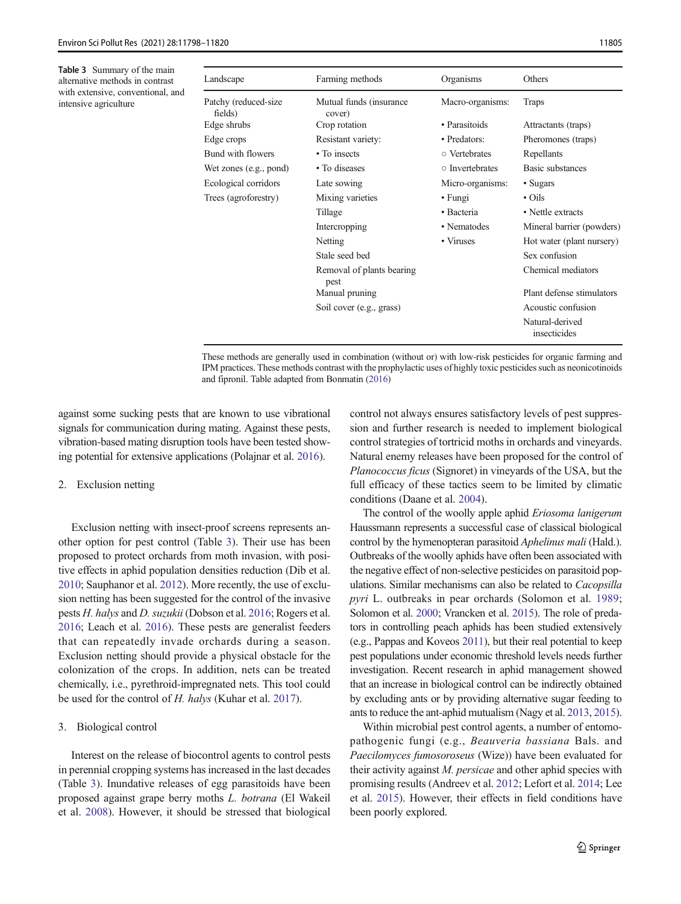**Table 3** Summary of the main alternative methods in contrast with extensive, conventional, and intensive agriculture

| Landscape | Farming methods | Organisms | Others |
|---|---|---|---|
| Patchy (reduced-size fields) | Mutual funds (insurance cover) | Macro-organisms: | Traps |
| Edge shrubs | Crop rotation | • Parasitoids | Attractants (traps) |
| Edge crops | Resistant variety: | • Predators: | Pheromones (traps) |
| Bund with flowers | • To insects | ○ Vertebrates | Repellants |
| Wet zones (e.g., pond) | • To diseases | ○ Invertebrates | Basic substances |
| Ecological corridors | Late sowing | Micro-organisms: | • Sugars |
| Trees (agroforestry) | Mixing varieties | • Fungi | • Oils |
| | Tillage | • Bacteria | • Nettle extracts |
| | Intercropping | • Nematodes | Mineral barrier (powders) |
| | Netting | • Viruses | Hot water (plant nursery) |
| | Stale seed bed | | Sex confusion |
| | Removal of plants bearing pest | | Chemical mediators |
| | Manual pruning | | Plant defense stimulators |
| | Soil cover (e.g., grass) | | Acoustic confusion |
| | | | Natural-derived insecticides |

These methods are generally used in combination (without or) with low-risk pesticides for organic farming and IPM practices. These methods contrast with the prophylactic uses of highly toxic pesticides such as neonicotinoids and fipronil. Table adapted from Bonmatin (2016)

against some sucking pests that are known to use vibrational signals for communication during mating. Against these pests, vibration-based mating disruption tools have been tested showing potential for extensive applications (Polajnar et al. 2016).

2. Exclusion netting

Exclusion netting with insect-proof screens represents another option for pest control (Table 3). Their use has been proposed to protect orchards from moth invasion, with positive effects in aphid population densities reduction (Dib et al. 2010; Sauphanor et al. 2012). More recently, the use of exclusion netting has been suggested for the control of the invasive pests *H. halys* and *D. suzukii* (Dobson et al. 2016; Rogers et al. 2016; Leach et al. 2016). These pests are generalist feeders that can repeatedly invade orchards during a season. Exclusion netting should provide a physical obstacle for the colonization of the crops. In addition, nets can be treated chemically, i.e., pyrethroid-impregnated nets. This tool could be used for the control of *H. halys* (Kuhar et al. 2017).

3. Biological control

Interest on the release of biocontrol agents to control pests in perennial cropping systems has increased in the last decades (Table 3). Inundative releases of egg parasitoids have been proposed against grape berry moths *L. botrana* (El Wakeil et al. 2008). However, it should be stressed that biological control not always ensures satisfactory levels of pest suppression and further research is needed to implement biological control strategies of tortricid moths in orchards and vineyards. Natural enemy releases have been proposed for the control of *Planococcus ficus* (Signoret) in vineyards of the USA, but the full efficacy of these tactics seem to be limited by climatic conditions (Daane et al. 2004).

The control of the woolly apple aphid *Eriosoma lanigerum* Haussmann represents a successful case of classical biological control by the hymenopteran parasitoid *Aphelinus mali* (Hald.). Outbreaks of the woolly aphids have often been associated with the negative effect of non-selective pesticides on parasitoid populations. Similar mechanisms can also be related to *Cacopsilla pyri* L. outbreaks in pear orchards (Solomon et al. 1989; Solomon et al. 2000; Vrancken et al. 2015). The role of predators in controlling peach aphids has been studied extensively (e.g., Pappas and Koveos 2011), but their real potential to keep pest populations under economic threshold levels needs further investigation. Recent research in aphid management showed that an increase in biological control can be indirectly obtained by excluding ants or by providing alternative sugar feeding to ants to reduce the ant-aphid mutualism (Nagy et al. 2013, 2015).

Within microbial pest control agents, a number of entomopathogenic fungi (e.g., *Beauveria bassiana* Bals. and *Paecilomyces fumosoroseus* (Wize)) have been evaluated for their activity against *M. persicae* and other aphid species with promising results (Andreev et al. 2012; Lefort et al. 2014; Lee et al. 2015). However, their effects in field conditions have been poorly explored.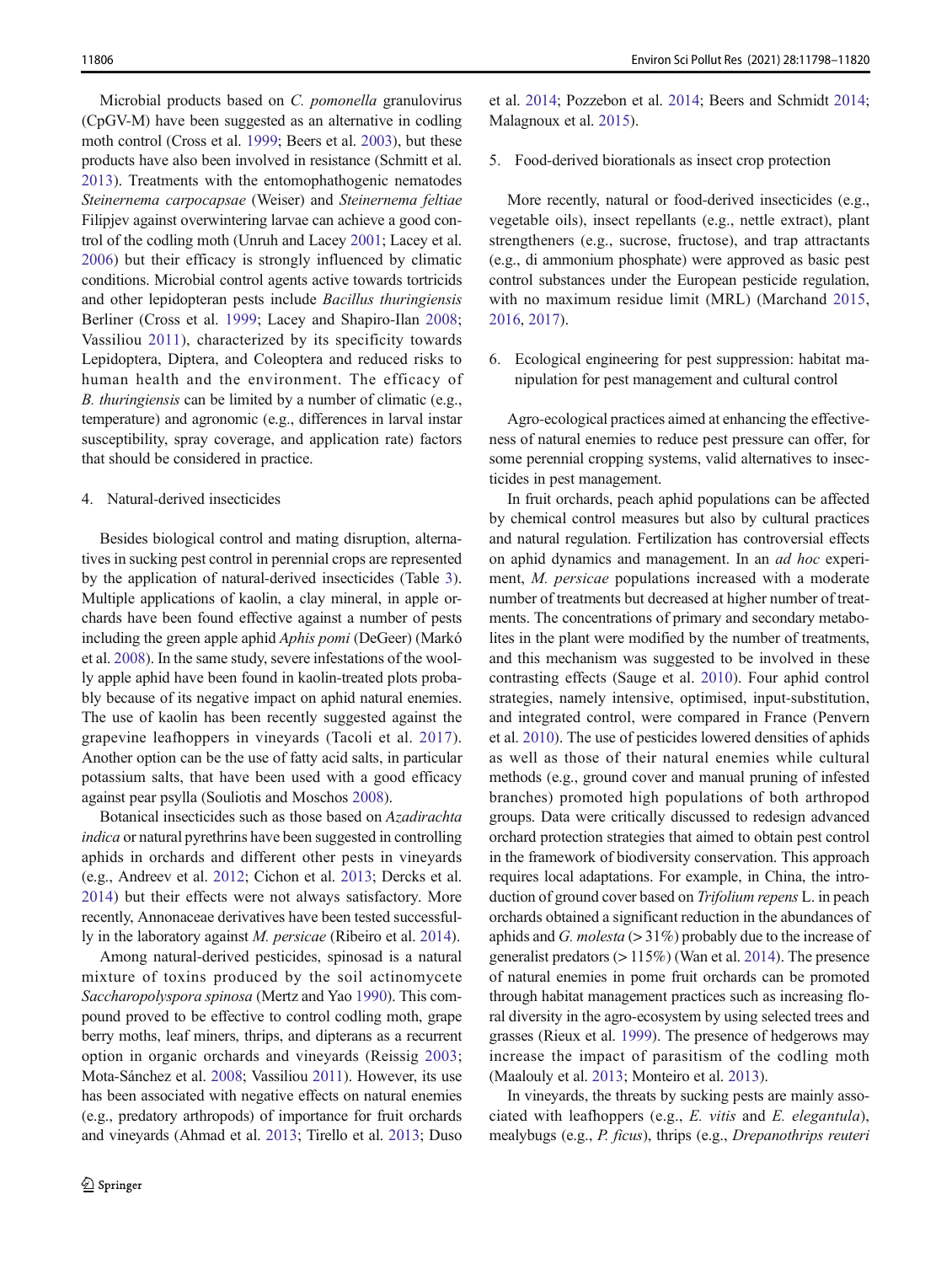Microbial products based on *C. pomonella* granulovirus (CpGV-M) have been suggested as an alternative in codling moth control (Cross et al. 1999; Beers et al. 2003), but these products have also been involved in resistance (Schmitt et al. 2013). Treatments with the entomophathogenic nematodes *Steinernema carpocapsae* (Weiser) and *Steinernema feltiae* Filipjev against overwintering larvae can achieve a good control of the codling moth (Unruh and Lacey 2001; Lacey et al. 2006) but their efficacy is strongly influenced by climatic conditions. Microbial control agents active towards tortricids and other lepidopteran pests include *Bacillus thuringiensis* Berliner (Cross et al. 1999; Lacey and Shapiro-Ilan 2008; Vassiliou 2011), characterized by its specificity towards Lepidoptera, Diptera, and Coleoptera and reduced risks to human health and the environment. The efficacy of *B. thuringiensis* can be limited by a number of climatic (e.g., temperature) and agronomic (e.g., differences in larval instar susceptibility, spray coverage, and application rate) factors that should be considered in practice.

4. Natural-derived insecticides

Besides biological control and mating disruption, alternatives in sucking pest control in perennial crops are represented by the application of natural-derived insecticides (Table 3). Multiple applications of kaolin, a clay mineral, in apple orchards have been found effective against a number of pests including the green apple aphid *Aphis pomi* (DeGeer) (Markó et al. 2008). In the same study, severe infestations of the woolly apple aphid have been found in kaolin-treated plots probably because of its negative impact on aphid natural enemies. The use of kaolin has been recently suggested against the grapevine leafhoppers in vineyards (Tacoli et al. 2017). Another option can be the use of fatty acid salts, in particular potassium salts, that have been used with a good efficacy against pear psylla (Souliotis and Moschos 2008).

Botanical insecticides such as those based on *Azadirachta indica* or natural pyrethrins have been suggested in controlling aphids in orchards and different other pests in vineyards (e.g., Andreev et al. 2012; Cichon et al. 2013; Dercks et al. 2014) but their effects were not always satisfactory. More recently, Annonaceae derivatives have been tested successfully in the laboratory against *M. persicae* (Ribeiro et al. 2014).

Among natural-derived pesticides, spinosad is a natural mixture of toxins produced by the soil actinomycete *Saccharopolyspora spinosa* (Mertz and Yao 1990). This compound proved to be effective to control codling moth, grape berry moths, leaf miners, thrips, and dipterans as a recurrent option in organic orchards and vineyards (Reissig 2003; Mota-Sánchez et al. 2008; Vassiliou 2011). However, its use has been associated with negative effects on natural enemies (e.g., predatory arthropods) of importance for fruit orchards and vineyards (Ahmad et al. 2013; Tirello et al. 2013; Duso et al. 2014; Pozzebon et al. 2014; Beers and Schmidt 2014; Malagnoux et al. 2015).

5. Food-derived biorationals as insect crop protection

More recently, natural or food-derived insecticides (e.g., vegetable oils), insect repellants (e.g., nettle extract), plant strengtheners (e.g., sucrose, fructose), and trap attractants (e.g., di ammonium phosphate) were approved as basic pest control substances under the European pesticide regulation, with no maximum residue limit (MRL) (Marchand 2015, 2016, 2017).

6. Ecological engineering for pest suppression: habitat manipulation for pest management and cultural control

Agro-ecological practices aimed at enhancing the effectiveness of natural enemies to reduce pest pressure can offer, for some perennial cropping systems, valid alternatives to insecticides in pest management.

In fruit orchards, peach aphid populations can be affected by chemical control measures but also by cultural practices and natural regulation. Fertilization has controversial effects on aphid dynamics and management. In an *ad hoc* experiment, *M. persicae* populations increased with a moderate number of treatments but decreased at higher number of treatments. The concentrations of primary and secondary metabolites in the plant were modified by the number of treatments, and this mechanism was suggested to be involved in these contrasting effects (Sauge et al. 2010). Four aphid control strategies, namely intensive, optimised, input-substitution, and integrated control, were compared in France (Penvern et al. 2010). The use of pesticides lowered densities of aphids as well as those of their natural enemies while cultural methods (e.g., ground cover and manual pruning of infested branches) promoted high populations of both arthropod groups. Data were critically discussed to redesign advanced orchard protection strategies that aimed to obtain pest control in the framework of biodiversity conservation. This approach requires local adaptations. For example, in China, the introduction of ground cover based on *Trifolium repens* L. in peach orchards obtained a significant reduction in the abundances of aphids and *G. molesta* (> 31%) probably due to the increase of generalist predators (> 115%) (Wan et al. 2014). The presence of natural enemies in pome fruit orchards can be promoted through habitat management practices such as increasing floral diversity in the agro-ecosystem by using selected trees and grasses (Rieux et al. 1999). The presence of hedgerows may increase the impact of parasitism of the codling moth (Maalouly et al. 2013; Monteiro et al. 2013).

In vineyards, the threats by sucking pests are mainly associated with leafhoppers (e.g., *E. vitis* and *E. elegantula*), mealybugs (e.g., *P. ficus*), thrips (e.g., *Drepanothrips reuteri*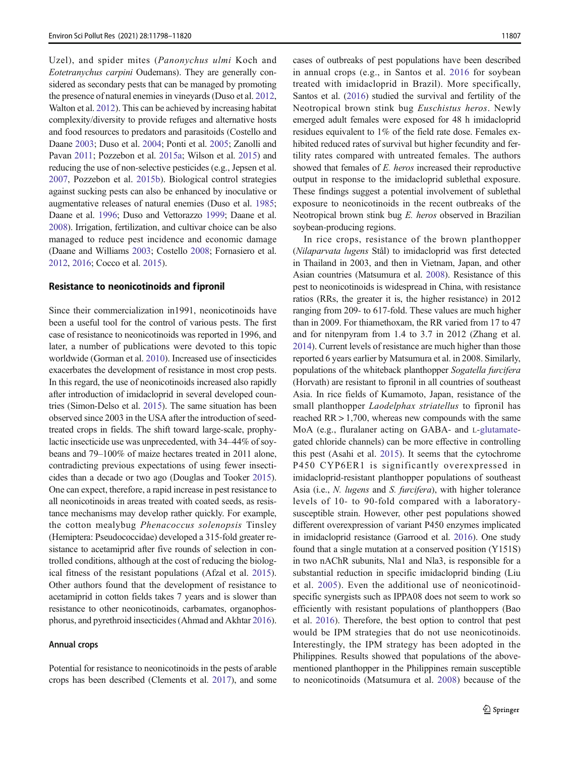Uzel), and spider mites (*Panonychus ulmi* Koch and *Eotetranychus carpini* Oudemans). They are generally considered as secondary pests that can be managed by promoting the presence of natural enemies in vineyards (Duso et al. 2012, Walton et al. 2012). This can be achieved by increasing habitat complexity/diversity to provide refuges and alternative hosts and food resources to predators and parasitoids (Costello and Daane 2003; Duso et al. 2004; Ponti et al. 2005; Zanolli and Pavan 2011; Pozzebon et al. 2015a; Wilson et al. 2015) and reducing the use of non-selective pesticides (e.g., Jepsen et al. 2007, Pozzebon et al. 2015b). Biological control strategies against sucking pests can also be enhanced by inoculative or augmentative releases of natural enemies (Duso et al. 1985; Daane et al. 1996; Duso and Vettorazzo 1999; Daane et al. 2008). Irrigation, fertilization, and cultivar choice can be also managed to reduce pest incidence and economic damage (Daane and Williams 2003; Costello 2008; Fornasiero et al. 2012, 2016; Cocco et al. 2015).

## Resistance to neonicotinoids and fipronil

Since their commercialization in1991, neonicotinoids have been a useful tool for the control of various pests. The first case of resistance to neonicotinoids was reported in 1996, and later, a number of publications were devoted to this topic worldwide (Gorman et al. 2010). Increased use of insecticides exacerbates the development of resistance in most crop pests. In this regard, the use of neonicotinoids increased also rapidly after introduction of imidacloprid in several developed countries (Simon-Delso et al. 2015). The same situation has been observed since 2003 in the USA after the introduction of seed-treated crops in fields. The shift toward large-scale, prophylactic insecticide use was unprecedented, with 34–44% of soybeans and 79–100% of maize hectares treated in 2011 alone, contradicting previous expectations of using fewer insecticides than a decade or two ago (Douglas and Tooker 2015). One can expect, therefore, a rapid increase in pest resistance to all neonicotinoids in areas treated with coated seeds, as resistance mechanisms may develop rather quickly. For example, the cotton mealybug *Phenacoccus solenopsis* Tinsley (Hemiptera: Pseudococcidae) developed a 315-fold greater resistance to acetamiprid after five rounds of selection in controlled conditions, although at the cost of reducing the biological fitness of the resistant populations (Afzal et al. 2015). Other authors found that the development of resistance to acetamiprid in cotton fields takes 7 years and is slower than resistance to other neonicotinoids, carbamates, organophosphorus, and pyrethroid insecticides (Ahmad and Akhtar 2016).

### Annual crops

Potential for resistance to neonicotinoids in the pests of arable crops has been described (Clements et al. 2017), and some cases of outbreaks of pest populations have been described in annual crops (e.g., in Santos et al. 2016 for soybean treated with imidacloprid in Brazil). More specifically, Santos et al. (2016) studied the survival and fertility of the Neotropical brown stink bug *Euschistus heros*. Newly emerged adult females were exposed for 48 h imidacloprid residues equivalent to 1% of the field rate dose. Females exhibited reduced rates of survival but higher fecundity and fertility rates compared with untreated females. The authors showed that females of *E. heros* increased their reproductive output in response to the imidacloprid sublethal exposure. These findings suggest a potential involvement of sublethal exposure to neonicotinoids in the recent outbreaks of the Neotropical brown stink bug *E. heros* observed in Brazilian soybean-producing regions.

In rice crops, resistance of the brown planthopper (*Nilaparvata lugens* Stål) to imidacloprid was first detected in Thailand in 2003, and then in Vietnam, Japan, and other Asian countries (Matsumura et al. 2008). Resistance of this pest to neonicotinoids is widespread in China, with resistance ratios (RRs, the greater it is, the higher resistance) in 2012 ranging from 209- to 617-fold. These values are much higher than in 2009. For thiamethoxam, the RR varied from 17 to 47 and for nitenpyram from 1.4 to 3.7 in 2012 (Zhang et al. 2014). Current levels of resistance are much higher than those reported 6 years earlier by Matsumura et al. in 2008. Similarly, populations of the whiteback planthopper *Sogatella furcifera* (Horvath) are resistant to fipronil in all countries of southeast Asia. In rice fields of Kumamoto, Japan, resistance of the small planthopper *Laodelphax striatellus* to fipronil has reached RR > 1,700, whereas new compounds with the same MoA (e.g., fluralaner acting on GABA- and L-glutamate-gated chloride channels) can be more effective in controlling this pest (Asahi et al. 2015). It seems that the cytochrome P450 CYP6ER1 is significantly overexpressed in imidacloprid-resistant planthopper populations of southeast Asia (i.e., *N. lugens* and *S. furcifera*), with higher tolerance levels of 10- to 90-fold compared with a laboratory-susceptible strain. However, other pest populations showed different overexpression of variant P450 enzymes implicated in imidacloprid resistance (Garrood et al. 2016). One study found that a single mutation at a conserved position (Y151S) in two nAChR subunits, Nla1 and Nla3, is responsible for a substantial reduction in specific imidacloprid binding (Liu et al. 2005). Even the additional use of neonicotinoid-specific synergists such as IPPA08 does not seem to work so efficiently with resistant populations of planthoppers (Bao et al. 2016). Therefore, the best option to control that pest would be IPM strategies that do not use neonicotinoids. Interestingly, the IPM strategy has been adopted in the Philippines. Results showed that populations of the above-mentioned planthopper in the Philippines remain susceptible to neonicotinoids (Matsumura et al. 2008) because of the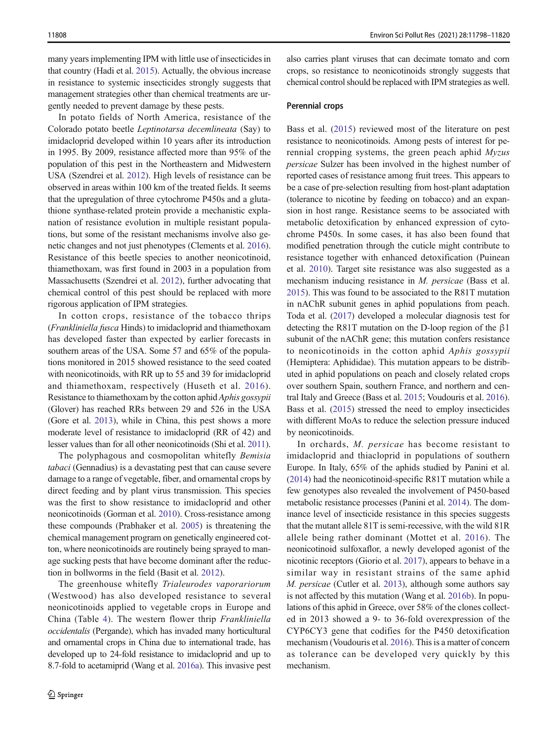many years implementing IPM with little use of insecticides in that country (Hadi et al. 2015). Actually, the obvious increase in resistance to systemic insecticides strongly suggests that management strategies other than chemical treatments are urgently needed to prevent damage by these pests.

In potato fields of North America, resistance of the Colorado potato beetle *Leptinotarsa decemlineata* (Say) to imidacloprid developed within 10 years after its introduction in 1995. By 2009, resistance affected more than 95% of the population of this pest in the Northeastern and Midwestern USA (Szendrei et al. 2012). High levels of resistance can be observed in areas within 100 km of the treated fields. It seems that the upregulation of three cytochrome P450s and a glutathione synthase-related protein provide a mechanistic explanation of resistance evolution in multiple resistant populations, but some of the resistant mechanisms involve also genetic changes and not just phenotypes (Clements et al. 2016). Resistance of this beetle species to another neonicotinoid, thiamethoxam, was first found in 2003 in a population from Massachusetts (Szendrei et al. 2012), further advocating that chemical control of this pest should be replaced with more rigorous application of IPM strategies.

In cotton crops, resistance of the tobacco thrips (*Frankliniella fusca* Hinds) to imidacloprid and thiamethoxam has developed faster than expected by earlier forecasts in southern areas of the USA. Some 57 and 65% of the populations monitored in 2015 showed resistance to the seed coated with neonicotinoids, with RR up to 55 and 39 for imidacloprid and thiamethoxam, respectively (Huseth et al. 2016). Resistance to thiamethoxam by the cotton aphid *Aphis gossypii* (Glover) has reached RRs between 29 and 526 in the USA (Gore et al. 2013), while in China, this pest shows a more moderate level of resistance to imidacloprid (RR of 42) and lesser values than for all other neonicotinoids (Shi et al. 2011).

The polyphagous and cosmopolitan whitefly *Bemisia tabaci* (Gennadius) is a devastating pest that can cause severe damage to a range of vegetable, fiber, and ornamental crops by direct feeding and by plant virus transmission. This species was the first to show resistance to imidacloprid and other neonicotinoids (Gorman et al. 2010). Cross-resistance among these compounds (Prabhaker et al. 2005) is threatening the chemical management program on genetically engineered cotton, where neonicotinoids are routinely being sprayed to manage sucking pests that have become dominant after the reduction in bollworms in the field (Basit et al. 2012).

The greenhouse whitefly *Trialeurodes vaporariorum* (Westwood) has also developed resistance to several neonicotinoids applied to vegetable crops in Europe and China (Table 4). The western flower thrip *Frankliniella occidentalis* (Pergande), which has invaded many horticultural and ornamental crops in China due to international trade, has developed up to 24-fold resistance to imidacloprid and up to 8.7-fold to acetamiprid (Wang et al. 2016a). This invasive pest also carries plant viruses that can decimate tomato and corn crops, so resistance to neonicotinoids strongly suggests that chemical control should be replaced with IPM strategies as well.

### Perennial crops

Bass et al. (2015) reviewed most of the literature on pest resistance to neonicotinoids. Among pests of interest for perennial cropping systems, the green peach aphid *Myzus persicae* Sulzer has been involved in the highest number of reported cases of resistance among fruit trees. This appears to be a case of pre-selection resulting from host-plant adaptation (tolerance to nicotine by feeding on tobacco) and an expansion in host range. Resistance seems to be associated with metabolic detoxification by enhanced expression of cytochrome P450s. In some cases, it has also been found that modified penetration through the cuticle might contribute to resistance together with enhanced detoxification (Puinean et al. 2010). Target site resistance was also suggested as a mechanism inducing resistance in *M. persicae* (Bass et al. 2015). This was found to be associated to the R81T mutation in nAChR subunit genes in aphid populations from peach. Toda et al. (2017) developed a molecular diagnosis test for detecting the R81T mutation on the D-loop region of the β1 subunit of the nAChR gene; this mutation confers resistance to neonicotinoids in the cotton aphid *Aphis gossypii* (Hemiptera: Aphididae). This mutation appears to be distributed in aphid populations on peach and closely related crops over southern Spain, southern France, and northern and central Italy and Greece (Bass et al. 2015; Voudouris et al. 2016). Bass et al. (2015) stressed the need to employ insecticides with different MoAs to reduce the selection pressure induced by neonicotinoids.

In orchards, *M. persicae* has become resistant to imidacloprid and thiacloprid in populations of southern Europe. In Italy, 65% of the aphids studied by Panini et al. (2014) had the neonicotinoid-specific R81T mutation while a few genotypes also revealed the involvement of P450-based metabolic resistance processes (Panini et al. 2014). The dominance level of insecticide resistance in this species suggests that the mutant allele 81T is semi-recessive, with the wild 81R allele being rather dominant (Mottet et al. 2016). The neonicotinoid sulfoxaflor, a newly developed agonist of the nicotinic receptors (Giorio et al. 2017), appears to behave in a similar way in resistant strains of the same aphid *M. persicae* (Cutler et al. 2013), although some authors say is not affected by this mutation (Wang et al. 2016b). In populations of this aphid in Greece, over 58% of the clones collected in 2013 showed a 9- to 36-fold overexpression of the CYP6CY3 gene that codifies for the P450 detoxification mechanism (Voudouris et al. 2016). This is a matter of concern as tolerance can be developed very quickly by this mechanism.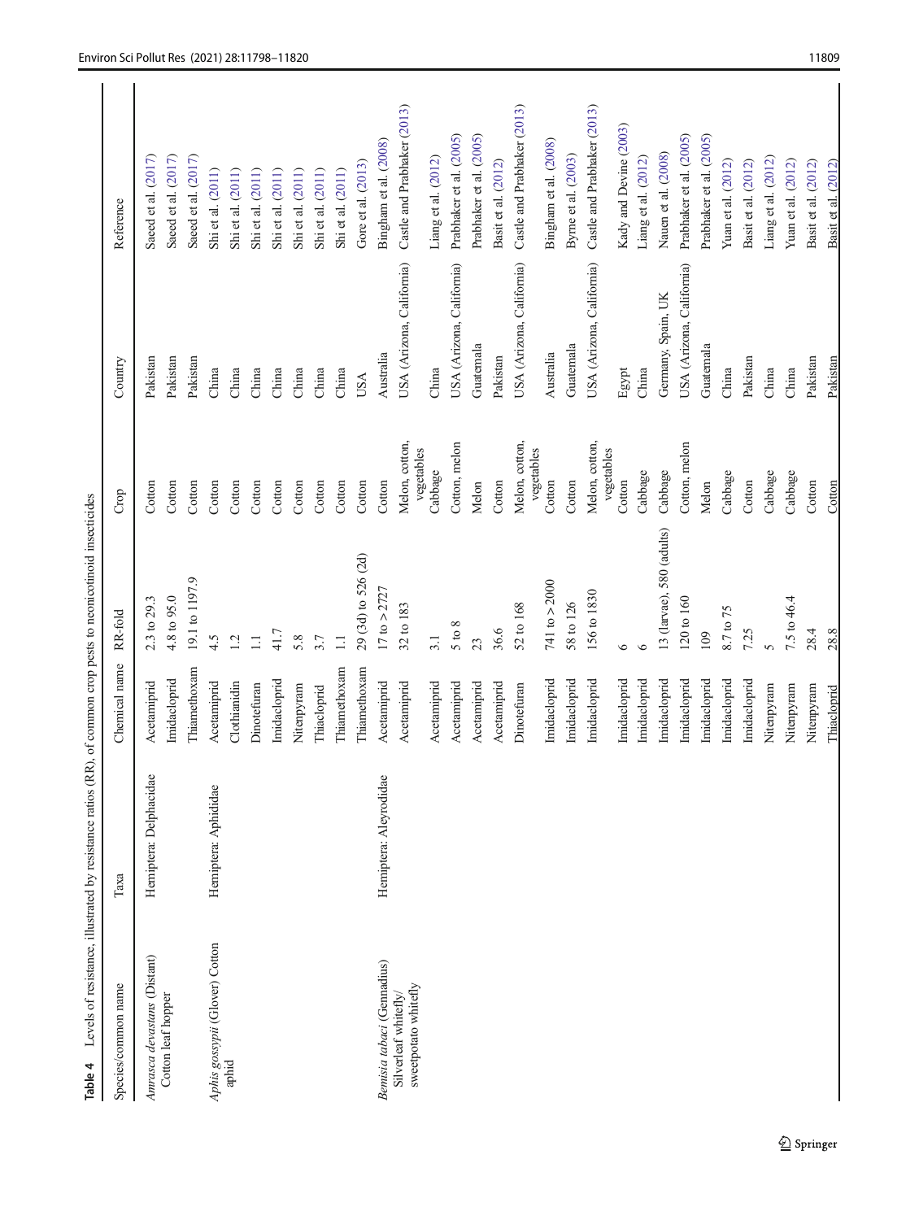**Table 4** Levels of resistance, illustrated by resistance ratios (RR), of common crop pests to neonicotinoid insecticides

| Species/common name | Taxa | Chemical name | RR-fold | Crop | Country | Reference |
|---|---|---|---|---|---|---|
| *Amrasca devastans* (Distant) Cotton leaf hopper | Hemiptera: Delphacidae | Acetamiprid | 2.3 to 29.3 | Cotton | Pakistan | Saeed et al. (2017) |
| | | Imidacloprid | 4.8 to 95.0 | Cotton | Pakistan | Saeed et al. (2017) |
| | | Thiamethoxam | 19.1 to 1197.9 | Cotton | Pakistan | Saeed et al. (2017) |
| *Aphis gossypii* (Glover) Cotton aphid | Hemiptera: Aphididae | Acetamiprid | 4.5 | Cotton | China | Shi et al. (2011) |
| | | Clothianidin | 1.2 | Cotton | China | Shi et al. (2011) |
| | | Dinotefuran | 1.1 | Cotton | China | Shi et al. (2011) |
| | | Imidacloprid | 41.7 | Cotton | China | Shi et al. (2011) |
| | | Nitenpyram | 5.8 | Cotton | China | Shi et al. (2011) |
| | | Thiacloprid | 3.7 | Cotton | China | Shi et al. (2011) |
| | | Thiamethoxam | 1.1 | Cotton | China | Shi et al. (2011) |
| | | Thiamethoxam | 29 (3d) to 526 (2d) | Cotton | USA | Gore et al. (2013) |
| *Bemisia tabaci* (Gennadius) Silverleaf whitefly/ sweetpotato whitefly | Hemiptera: Aleyrodidae | Acetamiprid | 17 to > 2727 | Cotton | Australia | Bingham et al. (2008) |
| | | Acetamiprid | 32 to 183 | Melon, cotton, vegetables | USA (Arizona, California) | Castle and Prabhaker (2013) |
| | | Acetamiprid | 3.1 | Cabbage | China | Liang et al. (2012) |
| | | Acetamiprid | 5 to 8 | Cotton, melon | USA (Arizona, California) | Prabhaker et al. (2005) |
| | | Acetamiprid | 23 | Melon | Guatemala | Prabhaker et al. (2005) |
| | | Acetamiprid | 36.6 | Cotton | Pakistan | Basit et al. (2012) |
| | | Dinotefuran | 52 to 168 | Melon, cotton, vegetables | USA (Arizona, California) | Castle and Prabhaker (2013) |
| | | Imidacloprid | 741 to > 2000 | Cotton | Australia | Bingham et al. (2008) |
| | | Imidacloprid | 58 to 126 | Cotton | Guatemala | Byrne et al. (2003) |
| | | Imidacloprid | 156 to 1830 | Melon, cotton, vegetables | USA (Arizona, California) | Castle and Prabhaker (2013) |
| | | Imidacloprid | 6 | Cotton | Egypt | Kady and Devine (2003) |
| | | Imidacloprid | 6 | Cabbage | China | Liang et al. (2012) |
| | | Imidacloprid | 13 (larvae), 580 (adults) | Cabbage | Germany, Spain, UK | Nauen et al. (2008) |
| | | Imidacloprid | 120 to 160 | Cotton, melon | USA (Arizona, California) | Prabhaker et al. (2005) |
| | | Imidacloprid | 109 | Melon | Guatemala | Prabhaker et al. (2005) |
| | | Imidacloprid | 8.7 to 75 | Cabbage | China | Yuan et al. (2012) |
| | | Imidacloprid | 7.25 | Cotton | Pakistan | Basit et al. (2012) |
| | | Nitenpyram | 5 | Cabbage | China | Liang et al. (2012) |
| | | Nitenpyram | 7.5 to 46.4 | Cabbage | China | Yuan et al. (2012) |
| | | Nitenpyram | 28.4 | Cotton | Pakistan | Basit et al. (2012) |
| | | Thiacloprid | 28.8 | Cotton | Pakistan | Basit et al. (2012) |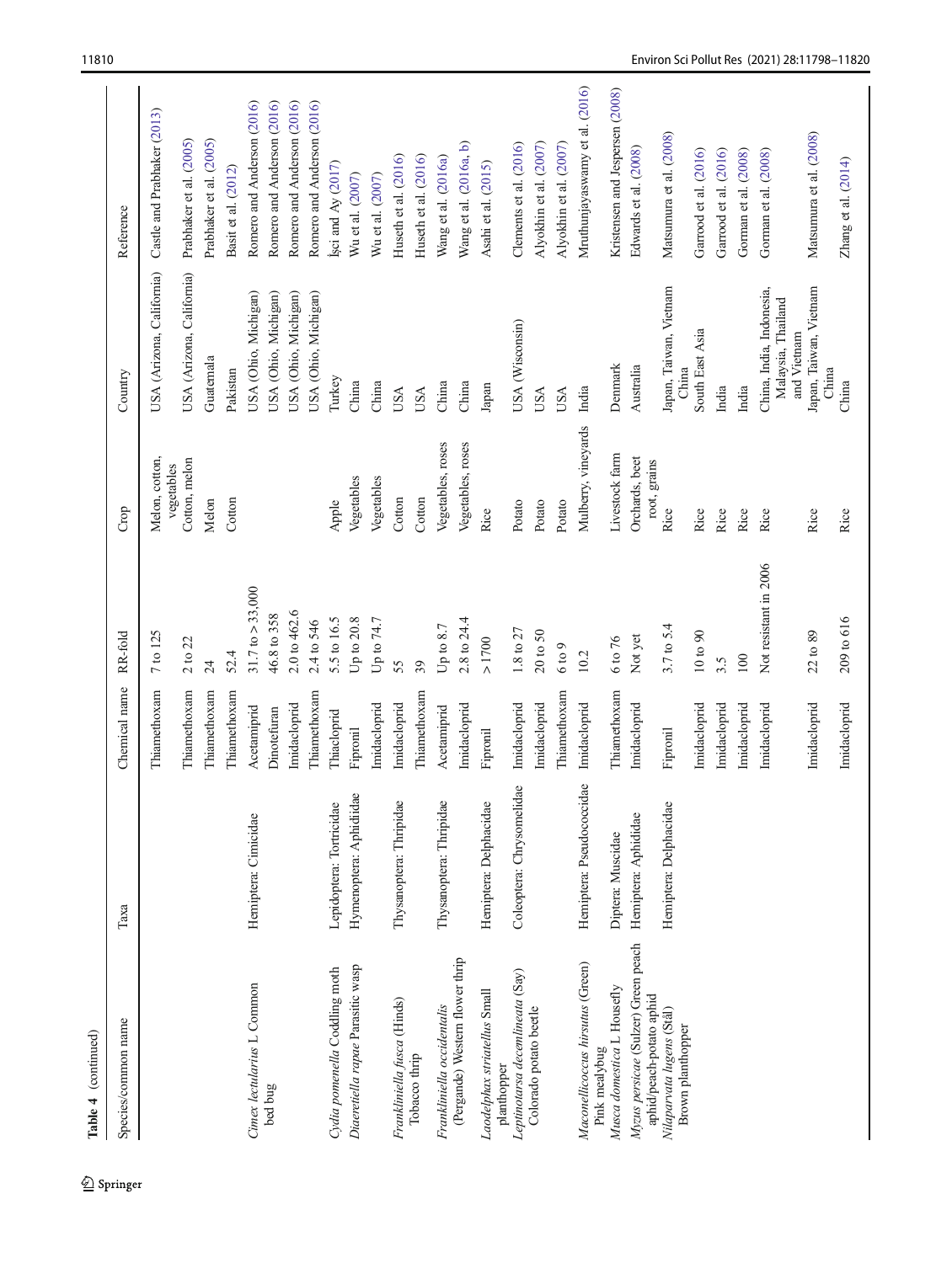**Table 4** (continued)

| Species/common name | Taxa | Chemical name | RR-fold | Crop | Country | Reference |
|---|---|---|---|---|---|---|
| | | Thiamethoxam | 7 to 125 | Melon, cotton, vegetables | USA (Arizona, California) | Castle and Prabhaker (2013) |
| | | Thiamethoxam | 2 to 22 | Cotton, melon | USA (Arizona, California) | Prabhaker et al. (2005) |
| | | Thiamethoxam | 24 | Melon | Guatemala | Prabhaker et al. (2005) |
| | | Thiamethoxam | 52.4 | Cotton | Pakistan | Basit et al. (2012) |
| *Cimex lectularius* L Common bed bug | Hemiptera: Cimicidae | Acetamiprid | 31.7 to > 33,000 | | USA (Ohio, Michigan) | Romero and Anderson (2016) |
| | | Dinotefuran | 46.8 to 358 | | USA (Ohio, Michigan) | Romero and Anderson (2016) |
| | | Imidacloprid | 2.0 to 462.6 | | USA (Ohio, Michigan) | Romero and Anderson (2016) |
| | | Thiamethoxam | 2.4 to 546 | | USA (Ohio, Michigan) | Romero and Anderson (2016) |
| *Cydia pomonella* Coddling moth | Lepidoptera: Tortricidae | Thiacloprid | 5.5 to 16.5 | Apple | Turkey | İşci and Ay (2017) |
| *Diaeretiella rapae* Parasitic wasp | Hymenoptera: Aphididae | Fipronil | Up to 20.8 | Vegetables | China | Wu et al. (2007) |
| | | Imidacloprid | Up to 74.7 | Vegetables | China | Wu et al. (2007) |
| *Frankliniella fusca* (Hinds) Tobacco thrip | Thysanoptera: Thripidae | Imidacloprid | 55 | Cotton | USA | Huseth et al. (2016) |
| | | Thiamethoxam | 39 | Cotton | USA | Huseth et al. (2016) |
| *Frankliniella occidentalis* (Pergande) Western flower thrip | Thysanoptera: Thripidae | Acetamiprid | Up to 8.7 | Vegetables, roses | China | Wang et al. (2016a) |
| | | Imidacloprid | 2.8 to 24.4 | Vegetables, roses | China | Wang et al. (2016a, b) |
| *Laodelphax striatellus* Small planthopper | Hemiptera: Delphacidae | Fipronil | > 1700 | Rice | Japan | Asahi et al. (2015) |
| *Leptinotarsa decemlineata* (Say) Colorado potato beetle | Coleoptera: Chrysomelidae | Imidacloprid | 1.8 to 27 | Potato | USA (Wisconsin) | Clements et al. (2016) |
| | | Imidacloprid | 20 to 50 | Potato | USA | Alyokhin et al. (2007) |
| | | Thiamethoxam | 6 to 9 | Potato | USA | Alyokhin et al. (2007) |
| *Maconellicoccus hirsutus* (Green) Pink mealybug | Hemiptera: Pseudococcidae | Imidacloprid | 10.2 | Mulberry, vineyards | India | Mruthunjayaswamy et al. (2016) |
| *Musca domestica* L Housefly | Diptera: Muscidae | Thiamethoxam | 6 to 76 | Livestock farm | Denmark | Kristensen and Jespersen (2008) |
| *Myzus persicae* (Sulzer) Green peach aphid/peach-potato aphid | Hemiptera: Aphididae | Imidacloprid | Not yet | Orchards, beet root, grains | Australia | Edwards et al. (2008) |
| *Nilaparvata lugens* (Stål) Brown planthopper | Hemiptera: Delphacidae | Fipronil | 3.7 to 5.4 | Rice | Japan, Taiwan, Vietnam China | Matsumura et al. (2008) |
| | | Imidacloprid | 10 to 90 | Rice | South East Asia | Garrood et al. (2016) |
| | | Imidacloprid | 3.5 | Rice | India | Garrood et al. (2016) |
| | | Imidacloprid | 100 | Rice | India | Gorman et al. (2008) |
| | | Imidacloprid | Not resistant in 2006 | Rice | China, India, Indonesia, Malaysia, Thailand and Vietnam | Gorman et al. (2008) |
| | | Imidacloprid | 22 to 89 | Rice | Japan, Taiwan, Vietnam China | Matsumura et al. (2008) |
| | | Imidacloprid | 209 to 616 | Rice | China | Zhang et al. (2014) |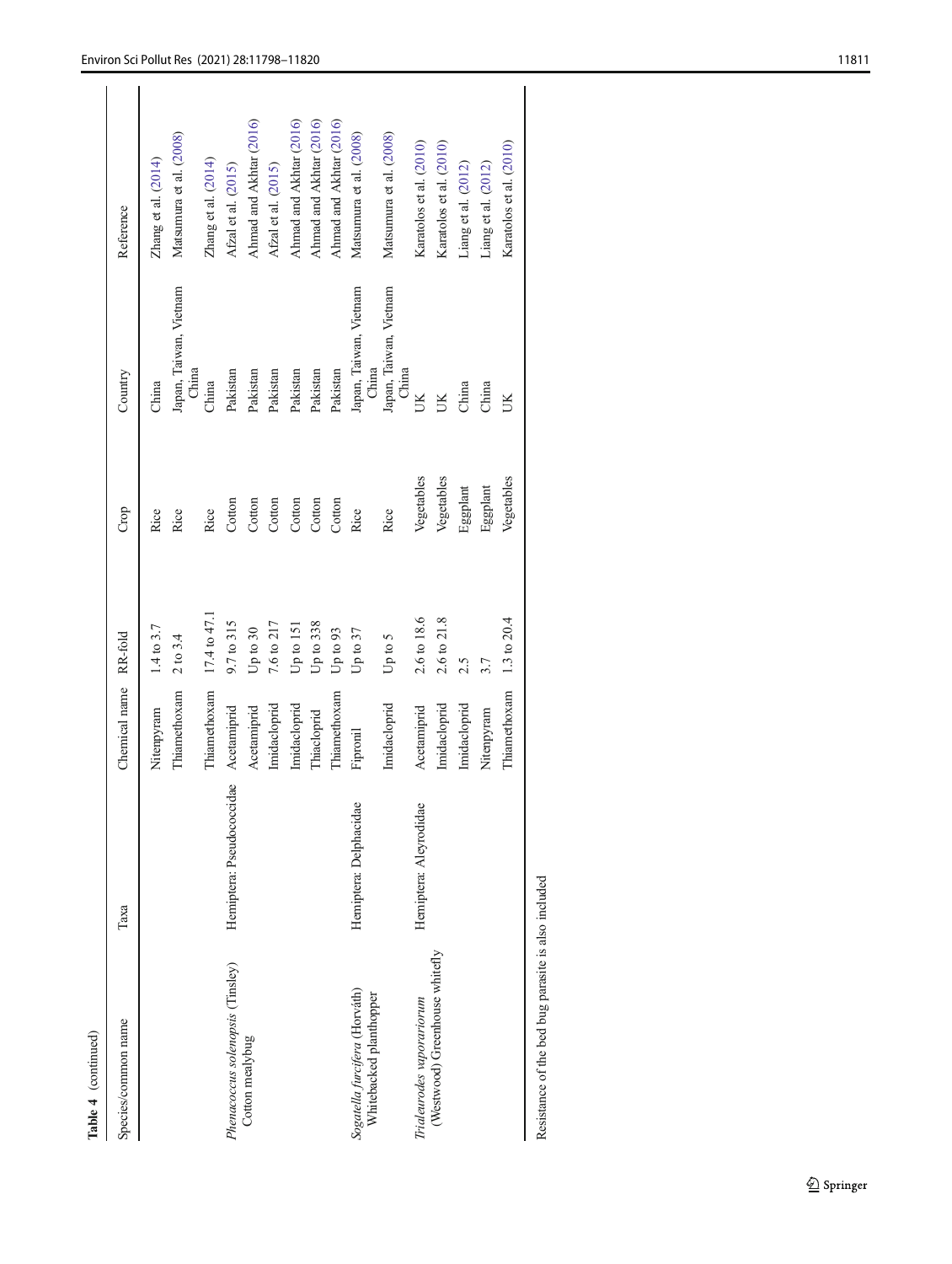Table 4 (continued)

| Species/common name | Taxa | Chemical name | RR-fold | Crop | Country | Reference |
|---|---|---|---|---|---|---|
| | | Nitenpyram | 1.4 to 3.7 | Rice | China | Zhang et al. (2014) |
| | | Thiamethoxam | 2 to 3.4 | Rice | Japan, Taiwan, Vietnam China | Matsumura et al. (2008) |
| | | Thiamethoxam | 17.4 to 47.1 | Rice | China | Zhang et al. (2014) |
| *Phenacoccus solenopsis* (Tinsley) Cotton mealybug | Hemiptera: Pseudococcidae | Acetamiprid | 9.7 to 315 | Cotton | Pakistan | Afzal et al. (2015) |
| | | Acetamiprid | Up to 30 | Cotton | Pakistan | Ahmad and Akhtar (2016) |
| | | Imidacloprid | 7.6 to 217 | Cotton | Pakistan | Afzal et al. (2015) |
| | | Imidacloprid | Up to 151 | Cotton | Pakistan | Ahmad and Akhtar (2016) |
| | | Thiacloprid | Up to 338 | Cotton | Pakistan | Ahmad and Akhtar (2016) |
| | | Thiamethoxam | Up to 93 | Cotton | Pakistan | Ahmad and Akhtar (2016) |
| *Sogatella furcifera* (Horváth) Whitebacked planthopper | Hemiptera: Delphacidae | Fipronil | Up to 37 | Rice | Japan, Taiwan, Vietnam China | Matsumura et al. (2008) |
| | | Imidacloprid | Up to 5 | Rice | Japan, Taiwan, Vietnam China | Matsumura et al. (2008) |
| *Trialeurodes vaporariorum* (Westwood) Greenhouse whitefly | Hemiptera: Aleyrodidae | Acetamiprid | 2.6 to 18.6 | Vegetables | UK | Karatolos et al. (2010) |
| | | Imidacloprid | 2.6 to 21.8 | Vegetables | UK | Karatolos et al. (2010) |
| | | Imidacloprid | 2.5 | Eggplant | China | Liang et al. (2012) |
| | | Nitenpyram | 3.7 | Eggplant | China | Liang et al. (2012) |
| | | Thiamethoxam | 1.3 to 20.4 | Vegetables | UK | Karatolos et al. (2010) |

Resistance of the bed bug parasite is also included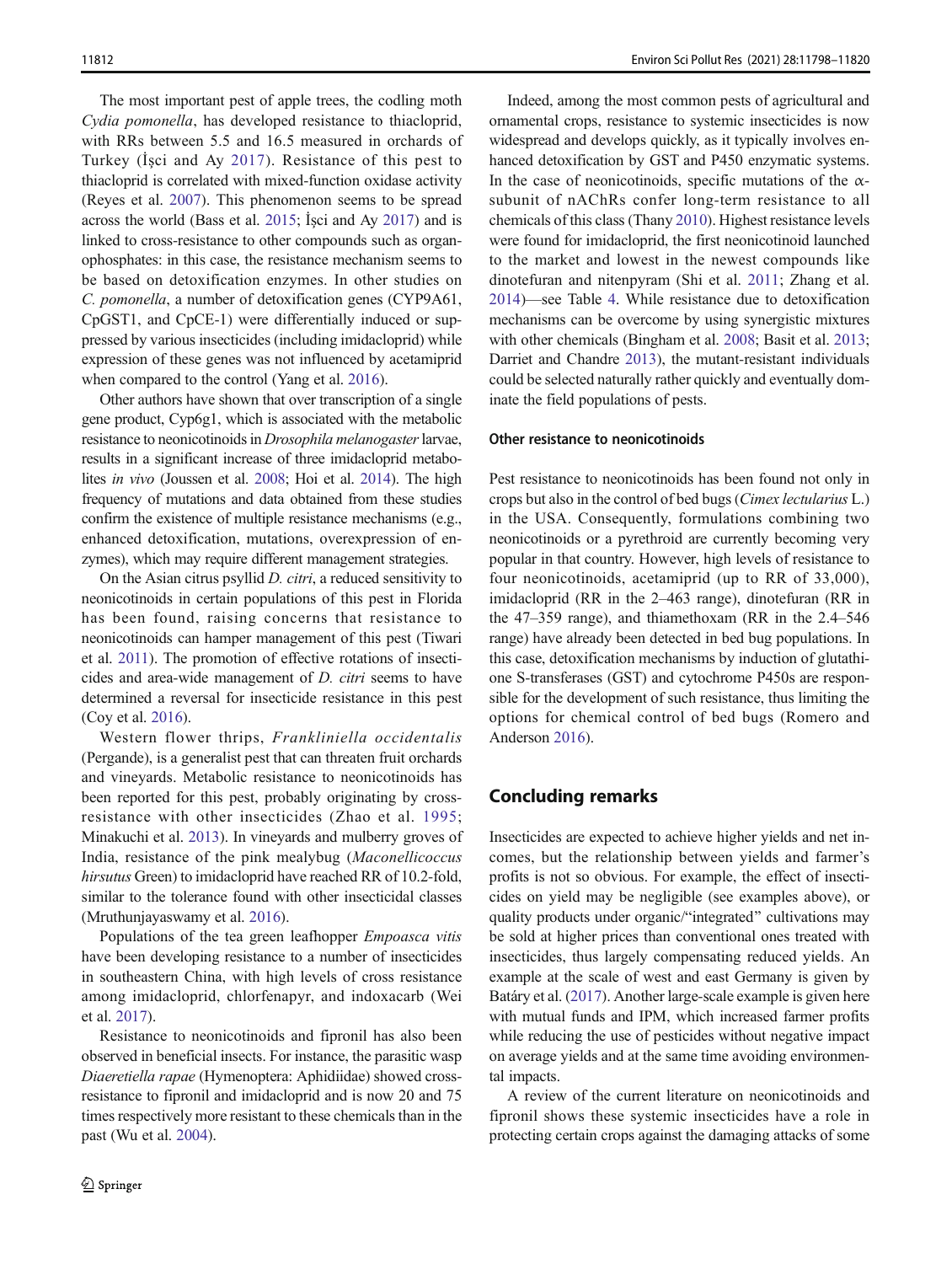The most important pest of apple trees, the codling moth *Cydia pomonella*, has developed resistance to thiacloprid, with RRs between 5.5 and 16.5 measured in orchards of Turkey (İşci and Ay 2017). Resistance of this pest to thiacloprid is correlated with mixed-function oxidase activity (Reyes et al. 2007). This phenomenon seems to be spread across the world (Bass et al. 2015; İşci and Ay 2017) and is linked to cross-resistance to other compounds such as organophosphates: in this case, the resistance mechanism seems to be based on detoxification enzymes. In other studies on *C. pomonella*, a number of detoxification genes (CYP9A61, CpGST1, and CpCE-1) were differentially induced or suppressed by various insecticides (including imidacloprid) while expression of these genes was not influenced by acetamiprid when compared to the control (Yang et al. 2016).

Other authors have shown that over transcription of a single gene product, Cyp6g1, which is associated with the metabolic resistance to neonicotinoids in *Drosophila melanogaster* larvae, results in a significant increase of three imidacloprid metabolites *in vivo* (Joussen et al. 2008; Hoi et al. 2014). The high frequency of mutations and data obtained from these studies confirm the existence of multiple resistance mechanisms (e.g., enhanced detoxification, mutations, overexpression of enzymes), which may require different management strategies.

On the Asian citrus psyllid *D. citri*, a reduced sensitivity to neonicotinoids in certain populations of this pest in Florida has been found, raising concerns that resistance to neonicotinoids can hamper management of this pest (Tiwari et al. 2011). The promotion of effective rotations of insecticides and area-wide management of *D. citri* seems to have determined a reversal for insecticide resistance in this pest (Coy et al. 2016).

Western flower thrips, *Frankliniella occidentalis* (Pergande), is a generalist pest that can threaten fruit orchards and vineyards. Metabolic resistance to neonicotinoids has been reported for this pest, probably originating by cross-resistance with other insecticides (Zhao et al. 1995; Minakuchi et al. 2013). In vineyards and mulberry groves of India, resistance of the pink mealybug (*Maconellicoccus hirsutus* Green) to imidacloprid have reached RR of 10.2-fold, similar to the tolerance found with other insecticidal classes (Mruthunjayaswamy et al. 2016).

Populations of the tea green leafhopper *Empoasca vitis* have been developing resistance to a number of insecticides in southeastern China, with high levels of cross resistance among imidacloprid, chlorfenapyr, and indoxacarb (Wei et al. 2017).

Resistance to neonicotinoids and fipronil has also been observed in beneficial insects. For instance, the parasitic wasp *Diaeretiella rapae* (Hymenoptera: Aphidiidae) showed cross-resistance to fipronil and imidacloprid and is now 20 and 75 times respectively more resistant to these chemicals than in the past (Wu et al. 2004).

Indeed, among the most common pests of agricultural and ornamental crops, resistance to systemic insecticides is now widespread and develops quickly, as it typically involves enhanced detoxification by GST and P450 enzymatic systems. In the case of neonicotinoids, specific mutations of the α-subunit of nAChRs confer long-term resistance to all chemicals of this class (Thany 2010). Highest resistance levels were found for imidacloprid, the first neonicotinoid launched to the market and lowest in the newest compounds like dinotefuran and nitenpyram (Shi et al. 2011; Zhang et al. 2014)—see Table 4. While resistance due to detoxification mechanisms can be overcome by using synergistic mixtures with other chemicals (Bingham et al. 2008; Basit et al. 2013; Darriet and Chandre 2013), the mutant-resistant individuals could be selected naturally rather quickly and eventually dominate the field populations of pests.

#### Other resistance to neonicotinoids

Pest resistance to neonicotinoids has been found not only in crops but also in the control of bed bugs (*Cimex lectularius* L.) in the USA. Consequently, formulations combining two neonicotinoids or a pyrethroid are currently becoming very popular in that country. However, high levels of resistance to four neonicotinoids, acetamiprid (up to RR of 33,000), imidacloprid (RR in the 2–463 range), dinotefuran (RR in the 47–359 range), and thiamethoxam (RR in the 2.4–546 range) have already been detected in bed bug populations. In this case, detoxification mechanisms by induction of glutathione S-transferases (GST) and cytochrome P450s are responsible for the development of such resistance, thus limiting the options for chemical control of bed bugs (Romero and Anderson 2016).

## Concluding remarks

Insecticides are expected to achieve higher yields and net incomes, but the relationship between yields and farmer's profits is not so obvious. For example, the effect of insecticides on yield may be negligible (see examples above), or quality products under organic/"integrated" cultivations may be sold at higher prices than conventional ones treated with insecticides, thus largely compensating reduced yields. An example at the scale of west and east Germany is given by Batáry et al. (2017). Another large-scale example is given here with mutual funds and IPM, which increased farmer profits while reducing the use of pesticides without negative impact on average yields and at the same time avoiding environmental impacts.

A review of the current literature on neonicotinoids and fipronil shows these systemic insecticides have a role in protecting certain crops against the damaging attacks of some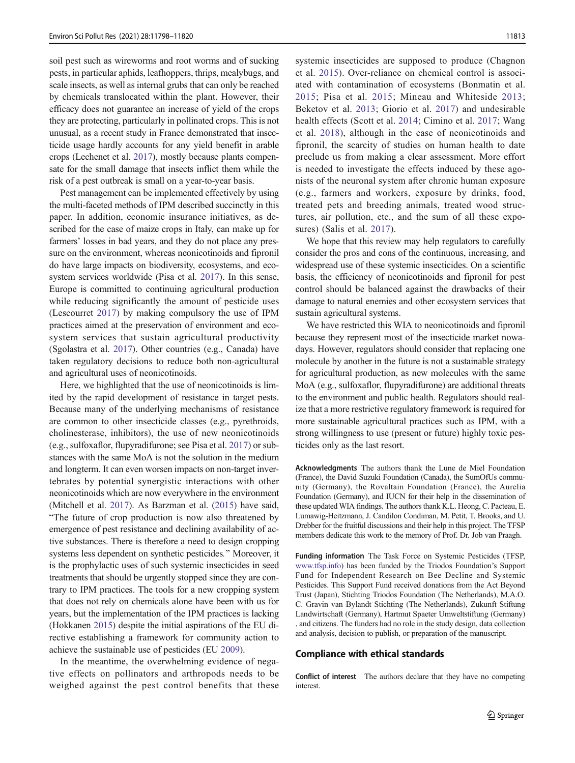soil pest such as wireworms and root worms and of sucking pests, in particular aphids, leafhoppers, thrips, mealybugs, and scale insects, as well as internal grubs that can only be reached by chemicals translocated within the plant. However, their efficacy does not guarantee an increase of yield of the crops they are protecting, particularly in pollinated crops. This is not unusual, as a recent study in France demonstrated that insecticide usage hardly accounts for any yield benefit in arable crops (Lechenet et al. 2017), mostly because plants compensate for the small damage that insects inflict them while the risk of a pest outbreak is small on a year-to-year basis.

Pest management can be implemented effectively by using the multi-faceted methods of IPM described succinctly in this paper. In addition, economic insurance initiatives, as described for the case of maize crops in Italy, can make up for farmers' losses in bad years, and they do not place any pressure on the environment, whereas neonicotinoids and fipronil do have large impacts on biodiversity, ecosystems, and ecosystem services worldwide (Pisa et al. 2017). In this sense, Europe is committed to continuing agricultural production while reducing significantly the amount of pesticide uses (Lescourret 2017) by making compulsory the use of IPM practices aimed at the preservation of environment and ecosystem services that sustain agricultural productivity (Sgolastra et al. 2017). Other countries (e.g., Canada) have taken regulatory decisions to reduce both non-agricultural and agricultural uses of neonicotinoids.

Here, we highlighted that the use of neonicotinoids is limited by the rapid development of resistance in target pests. Because many of the underlying mechanisms of resistance are common to other insecticide classes (e.g., pyrethroids, cholinesterase, inhibitors), the use of new neonicotinoids (e.g., sulfoxaflor, flupyradifurone; see Pisa et al. 2017) or substances with the same MoA is not the solution in the medium and longterm. It can even worsen impacts on non-target invertebrates by potential synergistic interactions with other neonicotinoids which are now everywhere in the environment (Mitchell et al. 2017). As Barzman et al. (2015) have said, "The future of crop production is now also threatened by emergence of pest resistance and declining availability of active substances. There is therefore a need to design cropping systems less dependent on synthetic pesticides." Moreover, it is the prophylactic uses of such systemic insecticides in seed treatments that should be urgently stopped since they are contrary to IPM practices. The tools for a new cropping system that does not rely on chemicals alone have been with us for years, but the implementation of the IPM practices is lacking (Hokkanen 2015) despite the initial aspirations of the EU directive establishing a framework for community action to achieve the sustainable use of pesticides (EU 2009).

In the meantime, the overwhelming evidence of negative effects on pollinators and arthropods needs to be weighed against the pest control benefits that these systemic insecticides are supposed to produce (Chagnon et al. 2015). Over-reliance on chemical control is associated with contamination of ecosystems (Bonmatin et al. 2015; Pisa et al. 2015; Mineau and Whiteside 2013; Beketov et al. 2013; Giorio et al. 2017) and undesirable health effects (Scott et al. 2014; Cimino et al. 2017; Wang et al. 2018), although in the case of neonicotinoids and fipronil, the scarcity of studies on human health to date preclude us from making a clear assessment. More effort is needed to investigate the effects induced by these agonists of the neuronal system after chronic human exposure (e.g., farmers and workers, exposure by drinks, food, treated pets and breeding animals, treated wood structures, air pollution, etc., and the sum of all these exposures) (Salis et al. 2017).

We hope that this review may help regulators to carefully consider the pros and cons of the continuous, increasing, and widespread use of these systemic insecticides. On a scientific basis, the efficiency of neonicotinoids and fipronil for pest control should be balanced against the drawbacks of their damage to natural enemies and other ecosystem services that sustain agricultural systems.

We have restricted this WIA to neonicotinoids and fipronil because they represent most of the insecticide market nowadays. However, regulators should consider that replacing one molecule by another in the future is not a sustainable strategy for agricultural production, as new molecules with the same MoA (e.g., sulfoxaflor, flupyradifurone) are additional threats to the environment and public health. Regulators should realize that a more restrictive regulatory framework is required for more sustainable agricultural practices such as IPM, with a strong willingness to use (present or future) highly toxic pesticides only as the last resort.

**Acknowledgments** The authors thank the Lune de Miel Foundation (France), the David Suzuki Foundation (Canada), the SumOfUs community (Germany), the Rovaltain Foundation (France), the Aurelia Foundation (Germany), and IUCN for their help in the dissemination of these updated WIA findings. The authors thank K.L. Heong, C. Pacteau, E. Lumawig-Heitzmann, J. Candilon Condiman, M. Petit, T. Brooks, and U. Drebber for the fruitful discussions and their help in this project. The TFSP members dedicate this work to the memory of Prof. Dr. Job van Praagh.

**Funding information** The Task Force on Systemic Pesticides (TFSP, www.tfsp.info) has been funded by the Triodos Foundation's Support Fund for Independent Research on Bee Decline and Systemic Pesticides. This Support Fund received donations from the Act Beyond Trust (Japan), Stichting Triodos Foundation (The Netherlands), M.A.O. C. Gravin van Bylandt Stichting (The Netherlands), Zukunft Stiftung Landwirtschaft (Germany), Hartmut Spaeter Umweltstiftung (Germany), and citizens. The funders had no role in the study design, data collection and analysis, decision to publish, or preparation of the manuscript.

## Compliance with ethical standards

**Conflict of interest** The authors declare that they have no competing interest.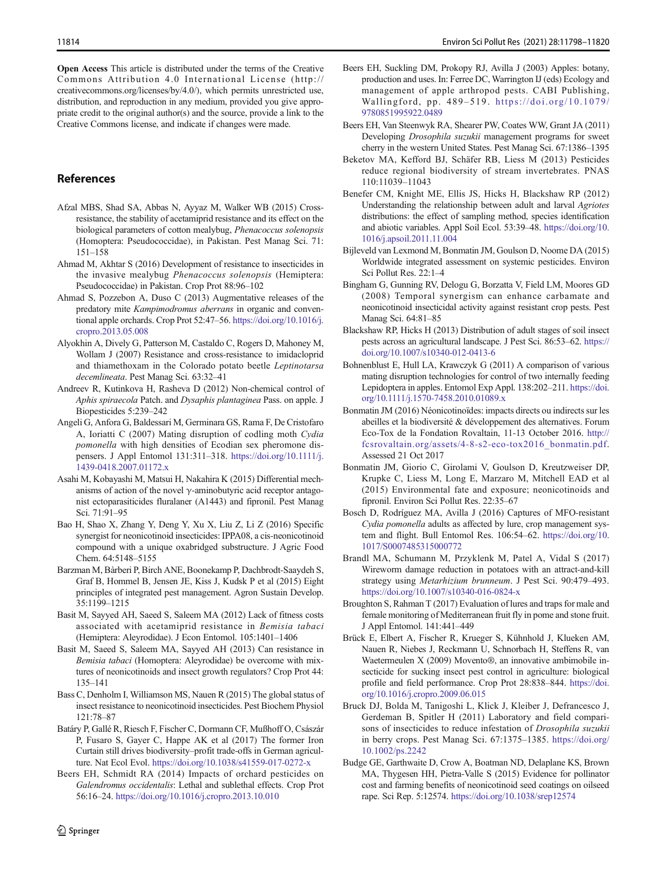**Open Access** This article is distributed under the terms of the Creative Commons Attribution 4.0 International License (http://creativecommons.org/licenses/by/4.0/), which permits unrestricted use, distribution, and reproduction in any medium, provided you give appropriate credit to the original author(s) and the source, provide a link to the Creative Commons license, and indicate if changes were made.

## References

Afzal MBS, Shad SA, Abbas N, Ayyaz M, Walker WB (2015) Cross-resistance, the stability of acetamiprid resistance and its effect on the biological parameters of cotton mealybug, *Phenacoccus solenopsis* (Homoptera: Pseudococcidae), in Pakistan. Pest Manag Sci. 71: 151–158

Ahmad M, Akhtar S (2016) Development of resistance to insecticides in the invasive mealybug *Phenacoccus solenopsis* (Hemiptera: Pseudococcidae) in Pakistan. Crop Prot 88:96–102

Ahmad S, Pozzebon A, Duso C (2013) Augmentative releases of the predatory mite *Kampimodromus aberrans* in organic and conventional apple orchards. Crop Prot 52:47–56. https://doi.org/10.1016/j.cropro.2013.05.008

Alyokhin A, Dively G, Patterson M, Castaldo C, Rogers D, Mahoney M, Wollam J (2007) Resistance and cross-resistance to imidacloprid and thiamethoxam in the Colorado potato beetle *Leptinotarsa decemlineata*. Pest Manag Sci. 63:32–41

Andreev R, Kutinkova H, Rasheva D (2012) Non-chemical control of *Aphis spiraecola* Patch. and *Dysaphis plantaginea* Pass. on apple. J Biopesticides 5:239–242

Angeli G, Anfora G, Baldessari M, Germinara GS, Rama F, De Cristofaro A, Ioriatti C (2007) Mating disruption of codling moth *Cydia pomonella* with high densities of Ecodian sex pheromone dispensers. J Appl Entomol 131:311–318. https://doi.org/10.1111/j.1439-0418.2007.01172.x

Asahi M, Kobayashi M, Matsui H, Nakahira K (2015) Differential mechanisms of action of the novel γ-aminobutyric acid receptor antagonist ectoparasiticides fluralaner (A1443) and fipronil. Pest Manag Sci. 71:91–95

Bao H, Shao X, Zhang Y, Deng Y, Xu X, Liu Z, Li Z (2016) Specific synergist for neonicotinoid insecticides: IPPA08, a cis-neonicotinoid compound with a unique oxabridged substructure. J Agric Food Chem. 64:5148–5155

Barzman M, Bàrberi P, Birch ANE, Boonekamp P, Dachbrodt-Saaydeh S, Graf B, Hommel B, Jensen JE, Kiss J, Kudsk P et al (2015) Eight principles of integrated pest management. Agron Sustain Develop. 35:1199–1215

Basit M, Sayyed AH, Saeed S, Saleem MA (2012) Lack of fitness costs associated with acetamiprid resistance in *Bemisia tabaci* (Hemiptera: Aleyrodidae). J Econ Entomol. 105:1401–1406

Basit M, Saeed S, Saleem MA, Sayyed AH (2013) Can resistance in *Bemisia tabaci* (Homoptera: Aleyrodidae) be overcome with mixtures of neonicotinoids and insect growth regulators? Crop Prot 44: 135–141

Bass C, Denholm I, Williamson MS, Nauen R (2015) The global status of insect resistance to neonicotinoid insecticides. Pest Biochem Physiol 121:78–87

Batáry P, Gallé R, Riesch F, Fischer C, Dormann CF, Mußhoff O, Császár P, Fusaro S, Gayer C, Happe AK et al (2017) The former Iron Curtain still drives biodiversity–profit trade-offs in German agriculture. Nat Ecol Evol. https://doi.org/10.1038/s41559-017-0272-x

Beers EH, Schmidt RA (2014) Impacts of orchard pesticides on *Galendromus occidentalis*: Lethal and sublethal effects. Crop Prot 56:16–24. https://doi.org/10.1016/j.cropro.2013.10.010

Beers EH, Suckling DM, Prokopy RJ, Avilla J (2003) Apples: botany, production and uses. In: Ferree DC, Warrington IJ (eds) Ecology and management of apple arthropod pests. CABI Publishing, Wallingford, pp. 489–519. https://doi.org/10.1079/9780851995922.0489

Beers EH, Van Steenwyk RA, Shearer PW, Coates WW, Grant JA (2011) Developing *Drosophila suzukii* management programs for sweet cherry in the western United States. Pest Manag Sci. 67:1386–1395

Beketov MA, Kefford BJ, Schäfer RB, Liess M (2013) Pesticides reduce regional biodiversity of stream invertebrates. PNAS 110:11039–11043

Benefer CM, Knight ME, Ellis JS, Hicks H, Blackshaw RP (2012) Understanding the relationship between adult and larval *Agriotes* distributions: the effect of sampling method, species identification and abiotic variables. Appl Soil Ecol. 53:39–48. https://doi.org/10.1016/j.apsoil.2011.11.004

Bijleveld van Lexmond M, Bonmatin JM, Goulson D, Noome DA (2015) Worldwide integrated assessment on systemic pesticides. Environ Sci Pollut Res. 22:1–4

Bingham G, Gunning RV, Delogu G, Borzatta V, Field LM, Moores GD (2008) Temporal synergism can enhance carbamate and neonicotinoid insecticidal activity against resistant crop pests. Pest Manag Sci. 64:81–85

Blackshaw RP, Hicks H (2013) Distribution of adult stages of soil insect pests across an agricultural landscape. J Pest Sci. 86:53–62. https://doi.org/10.1007/s10340-012-0413-6

Bohnenblust E, Hull LA, Krawczyk G (2011) A comparison of various mating disruption technologies for control of two internally feeding Lepidoptera in apples. Entomol Exp Appl. 138:202–211. https://doi.org/10.1111/j.1570-7458.2010.01089.x

Bonmatin JM (2016) Néonicotinoïdes: impacts directs ou indirects sur les abeilles et la biodiversité & développement des alternatives. Forum Eco-Tox de la Fondation Rovaltain, 11-13 October 2016. http://fcsrovaltain.org/assets/4-8-s2-eco-tox2016_bonmatin.pdf. Assessed 21 Oct 2017

Bonmatin JM, Giorio C, Girolami V, Goulson D, Kreutzweiser DP, Krupke C, Liess M, Long E, Marzaro M, Mitchell EAD et al (2015) Environmental fate and exposure; neonicotinoids and fipronil. Environ Sci Pollut Res. 22:35–67

Bosch D, Rodríguez MA, Avilla J (2016) Captures of MFO-resistant *Cydia pomonella* adults as affected by lure, crop management system and flight. Bull Entomol Res. 106:54–62. https://doi.org/10.1017/S0007485315000772

Brandl MA, Schumann M, Przyklenk M, Patel A, Vidal S (2017) Wireworm damage reduction in potatoes with an attract-and-kill strategy using *Metarhizium brunneum*. J Pest Sci. 90:479–493. https://doi.org/10.1007/s10340-016-0824-x

Broughton S, Rahman T (2017) Evaluation of lures and traps for male and female monitoring of Mediterranean fruit fly in pome and stone fruit. J Appl Entomol. 141:441–449

Brück E, Elbert A, Fischer R, Krueger S, Kühnhold J, Klueken AM, Nauen R, Niebes J, Reckmann U, Schnorbach H, Steffens R, van Waetermeulen X (2009) Movento®, an innovative ambimobile insecticide for sucking insect pest control in agriculture: biological profile and field performance. Crop Prot 28:838–844. https://doi.org/10.1016/j.cropro.2009.06.015

Bruck DJ, Bolda M, Tanigoshi L, Klick J, Kleiber J, Defrancesco J, Gerdeman B, Spitler H (2011) Laboratory and field comparisons of insecticides to reduce infestation of *Drosophila suzukii* in berry crops. Pest Manag Sci. 67:1375–1385. https://doi.org/10.1002/ps.2242

Budge GE, Garthwaite D, Crow A, Boatman ND, Delaplane KS, Brown MA, Thygesen HH, Pietra-Valle S (2015) Evidence for pollinator cost and farming benefits of neonicotinoid seed coatings on oilseed rape. Sci Rep. 5:12574. https://doi.org/10.1038/srep12574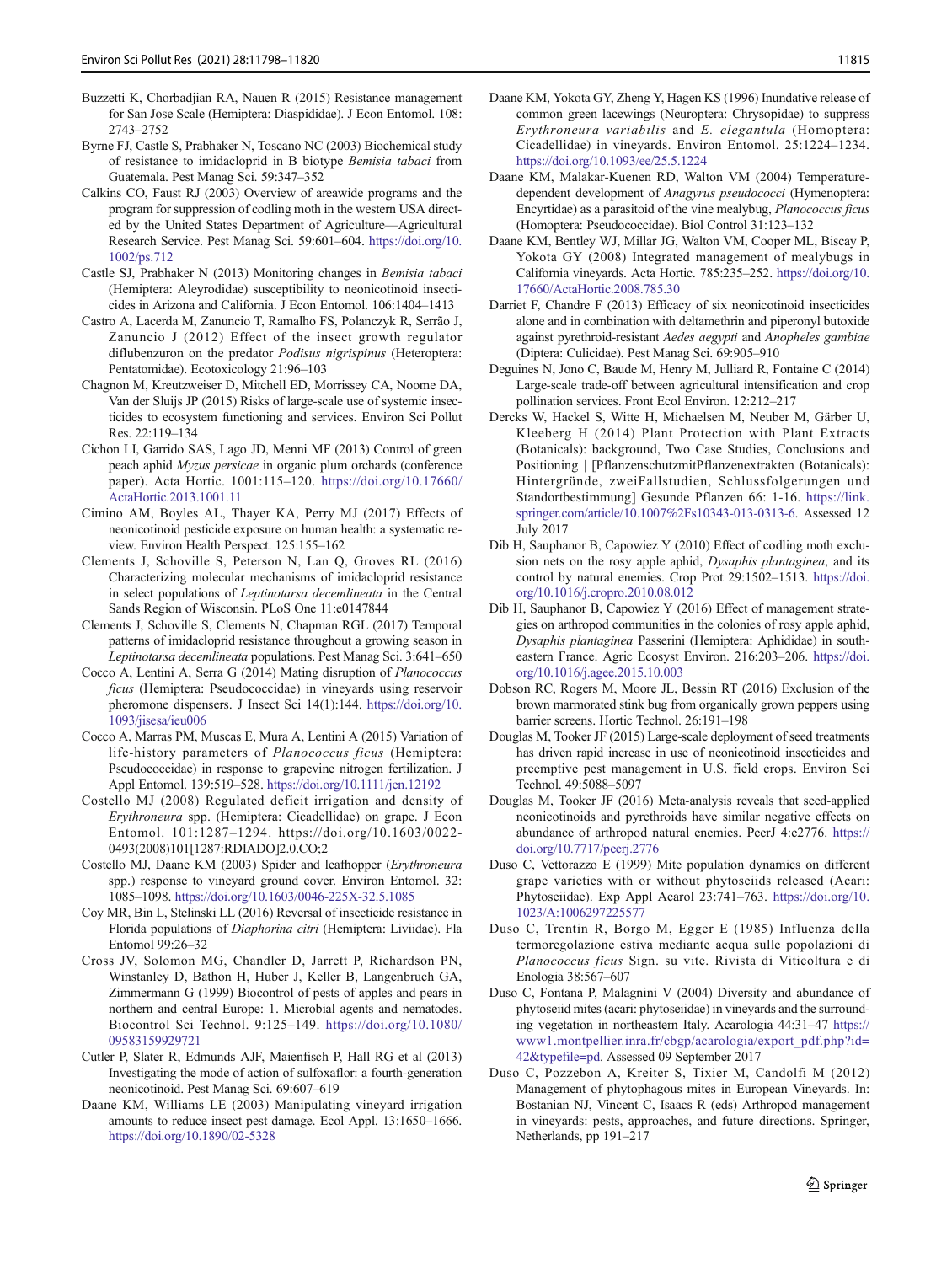Buzzetti K, Chorbadjian RA, Nauen R (2015) Resistance management for San Jose Scale (Hemiptera: Diaspididae). J Econ Entomol. 108: 2743–2752

Byrne FJ, Castle S, Prabhaker N, Toscano NC (2003) Biochemical study of resistance to imidacloprid in B biotype *Bemisia tabaci* from Guatemala. Pest Manag Sci. 59:347–352

Calkins CO, Faust RJ (2003) Overview of areawide programs and the program for suppression of codling moth in the western USA directed by the United States Department of Agriculture—Agricultural Research Service. Pest Manag Sci. 59:601–604. https://doi.org/10.1002/ps.712

Castle SJ, Prabhaker N (2013) Monitoring changes in *Bemisia tabaci* (Hemiptera: Aleyrodidae) susceptibility to neonicotinoid insecticides in Arizona and California. J Econ Entomol. 106:1404–1413

Castro A, Lacerda M, Zanuncio T, Ramalho FS, Polanczyk R, Serrão J, Zanuncio J (2012) Effect of the insect growth regulator diflubenzuron on the predator *Podisus nigrispinus* (Heteroptera: Pentatomidae). Ecotoxicology 21:96–103

Chagnon M, Kreutzweiser D, Mitchell ED, Morrissey CA, Noome DA, Van der Sluijs JP (2015) Risks of large-scale use of systemic insecticides to ecosystem functioning and services. Environ Sci Pollut Res. 22:119–134

Cichon LI, Garrido SAS, Lago JD, Menni MF (2013) Control of green peach aphid *Myzus persicae* in organic plum orchards (conference paper). Acta Hortic. 1001:115–120. https://doi.org/10.17660/ActaHortic.2013.1001.11

Cimino AM, Boyles AL, Thayer KA, Perry MJ (2017) Effects of neonicotinoid pesticide exposure on human health: a systematic review. Environ Health Perspect. 125:155–162

Clements J, Schoville S, Peterson N, Lan Q, Groves RL (2016) Characterizing molecular mechanisms of imidacloprid resistance in select populations of *Leptinotarsa decemlineata* in the Central Sands Region of Wisconsin. PLoS One 11:e0147844

Clements J, Schoville S, Clements N, Chapman RGL (2017) Temporal patterns of imidacloprid resistance throughout a growing season in *Leptinotarsa decemlineata* populations. Pest Manag Sci. 3:641–650

Cocco A, Lentini A, Serra G (2014) Mating disruption of *Planococcus ficus* (Hemiptera: Pseudococcidae) in vineyards using reservoir pheromone dispensers. J Insect Sci 14(1):144. https://doi.org/10.1093/jisesa/ieu006

Cocco A, Marras PM, Muscas E, Mura A, Lentini A (2015) Variation of life-history parameters of *Planococcus ficus* (Hemiptera: Pseudococcidae) in response to grapevine nitrogen fertilization. J Appl Entomol. 139:519–528. https://doi.org/10.1111/jen.12192

Costello MJ (2008) Regulated deficit irrigation and density of *Erythroneura* spp. (Hemiptera: Cicadellidae) on grape. J Econ Entomol. 101:1287–1294. https://doi.org/10.1603/0022-0493(2008)101[1287:RDIADO]2.0.CO;2

Costello MJ, Daane KM (2003) Spider and leafhopper (*Erythroneura* spp.) response to vineyard ground cover. Environ Entomol. 32: 1085–1098. https://doi.org/10.1603/0046-225X-32.5.1085

Coy MR, Bin L, Stelinski LL (2016) Reversal of insecticide resistance in Florida populations of *Diaphorina citri* (Hemiptera: Liviidae). Fla Entomol 99:26–32

Cross JV, Solomon MG, Chandler D, Jarrett P, Richardson PN, Winstanley D, Bathon H, Huber J, Keller B, Langenbruch GA, Zimmermann G (1999) Biocontrol of pests of apples and pears in northern and central Europe: 1. Microbial agents and nematodes. Biocontrol Sci Technol. 9:125–149. https://doi.org/10.1080/09583159929721

Cutler P, Slater R, Edmunds AJF, Maienfisch P, Hall RG et al (2013) Investigating the mode of action of sulfoxaflor: a fourth-generation neonicotinoid. Pest Manag Sci. 69:607–619

Daane KM, Williams LE (2003) Manipulating vineyard irrigation amounts to reduce insect pest damage. Ecol Appl. 13:1650–1666. https://doi.org/10.1890/02-5328

Daane KM, Yokota GY, Zheng Y, Hagen KS (1996) Inundative release of common green lacewings (Neuroptera: Chrysopidae) to suppress *Erythroneura variabilis* and *E. elegantula* (Homoptera: Cicadellidae) in vineyards. Environ Entomol. 25:1224–1234. https://doi.org/10.1093/ee/25.5.1224

Daane KM, Malakar-Kuenen RD, Walton VM (2004) Temperature-dependent development of *Anagyrus pseudococci* (Hymenoptera: Encyrtidae) as a parasitoid of the vine mealybug, *Planococcus ficus* (Homoptera: Pseudococcidae). Biol Control 31:123–132

Daane KM, Bentley WJ, Millar JG, Walton VM, Cooper ML, Biscay P, Yokota GY (2008) Integrated management of mealybugs in California vineyards. Acta Hortic. 785:235–252. https://doi.org/10.17660/ActaHortic.2008.785.30

Darriet F, Chandre F (2013) Efficacy of six neonicotinoid insecticides alone and in combination with deltamethrin and piperonyl butoxide against pyrethroid-resistant *Aedes aegypti* and *Anopheles gambiae* (Diptera: Culicidae). Pest Manag Sci. 69:905–910

Deguines N, Jono C, Baude M, Henry M, Julliard R, Fontaine C (2014) Large-scale trade-off between agricultural intensification and crop pollination services. Front Ecol Environ. 12:212–217

Dercks W, Hackel S, Witte H, Michaelsen M, Neuber M, Gärber U, Kleeberg H (2014) Plant Protection with Plant Extracts (Botanicals): background, Two Case Studies, Conclusions and Positioning | [PflanzenschutzmitPflanzenextrakten (Botanicals): Hintergründe, zweiFallstudien, Schlussfolgerungen und Standortbestimmung] Gesunde Pflanzen 66: 1-16. https://link.springer.com/article/10.1007%2Fs10343-013-0313-6. Assessed 12 July 2017

Dib H, Sauphanor B, Capowiez Y (2010) Effect of codling moth exclusion nets on the rosy apple aphid, *Dysaphis plantaginea*, and its control by natural enemies. Crop Prot 29:1502–1513. https://doi.org/10.1016/j.cropro.2010.08.012

Dib H, Sauphanor B, Capowiez Y (2016) Effect of management strategies on arthropod communities in the colonies of rosy apple aphid, *Dysaphis plantaginea* Passerini (Hemiptera: Aphididae) in south-eastern France. Agric Ecosyst Environ. 216:203–206. https://doi.org/10.1016/j.agee.2015.10.003

Dobson RC, Rogers M, Moore JL, Bessin RT (2016) Exclusion of the brown marmorated stink bug from organically grown peppers using barrier screens. Hortic Technol. 26:191–198

Douglas M, Tooker JF (2015) Large-scale deployment of seed treatments has driven rapid increase in use of neonicotinoid insecticides and preemptive pest management in U.S. field crops. Environ Sci Technol. 49:5088–5097

Douglas M, Tooker JF (2016) Meta-analysis reveals that seed-applied neonicotinoids and pyrethroids have similar negative effects on abundance of arthropod natural enemies. PeerJ 4:e2776. https://doi.org/10.7717/peerj.2776

Duso C, Vettorazzo E (1999) Mite population dynamics on different grape varieties with or without phytoseiids released (Acari: Phytoseiidae). Exp Appl Acarol 23:741–763. https://doi.org/10.1023/A:1006297225577

Duso C, Trentin R, Borgo M, Egger E (1985) Influenza della termoregolazione estiva mediante acqua sulle popolazioni di *Planococcus ficus* Sign. su vite. Rivista di Viticoltura e di Enologia 38:567–607

Duso C, Fontana P, Malagnini V (2004) Diversity and abundance of phytoseiid mites (acari: phytoseiidae) in vineyards and the surrounding vegetation in northeastern Italy. Acarologia 44:31–47 https://www1.montpellier.inra.fr/cbgp/acarologia/export_pdf.php?id=42&typefile=pd. Assessed 09 September 2017

Duso C, Pozzebon A, Kreiter S, Tixier M, Candolfi M (2012) Management of phytophagous mites in European Vineyards. In: Bostanian NJ, Vincent C, Isaacs R (eds) Arthropod management in vineyards: pests, approaches, and future directions. Springer, Netherlands, pp 191–217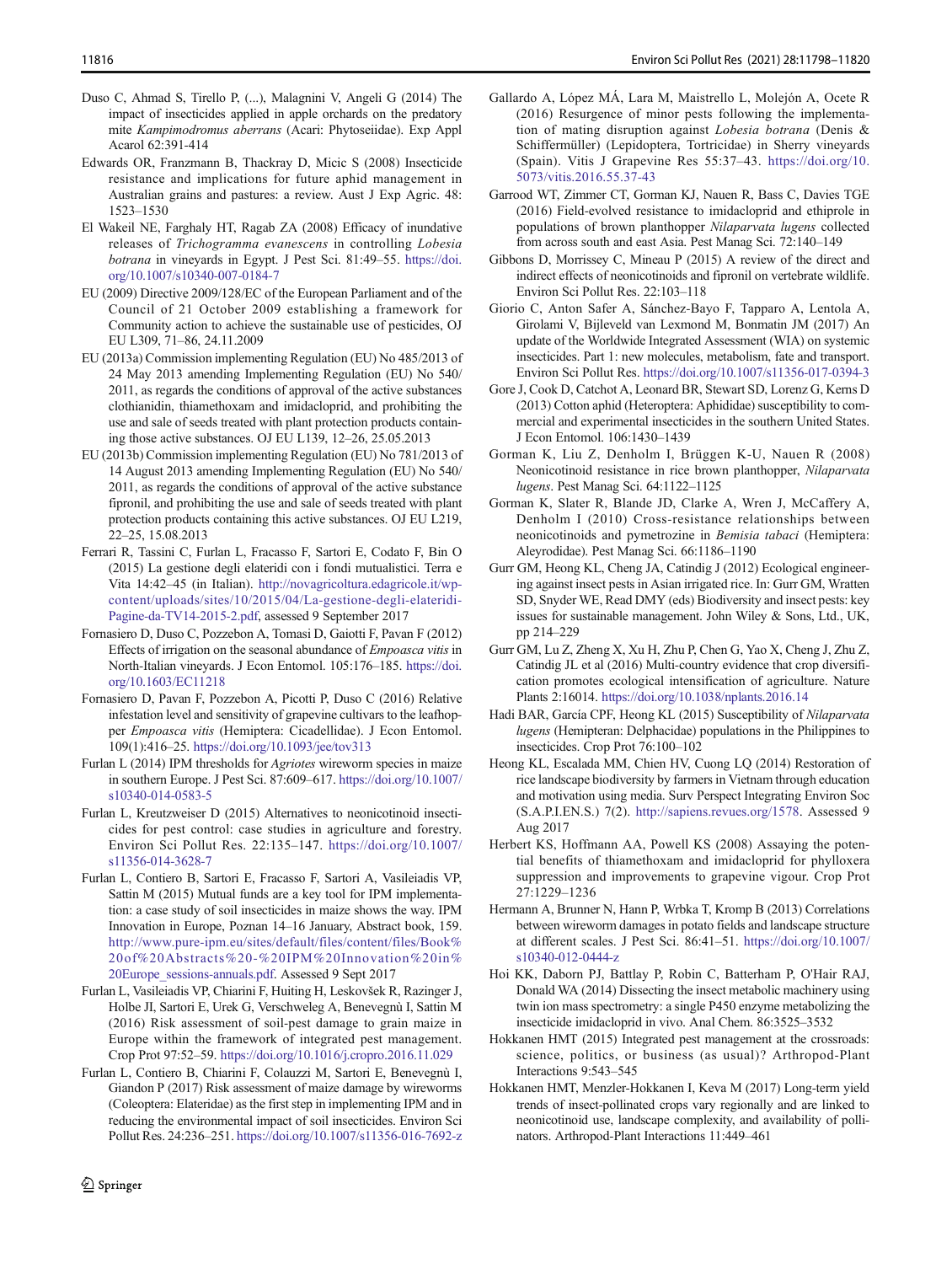Duso C, Ahmad S, Tirello P, (...), Malagnini V, Angeli G (2014) The impact of insecticides applied in apple orchards on the predatory mite *Kampimodromus aberrans* (Acari: Phytoseiidae). Exp Appl Acarol 62:391-414

Edwards OR, Franzmann B, Thackray D, Micic S (2008) Insecticide resistance and implications for future aphid management in Australian grains and pastures: a review. Aust J Exp Agric. 48: 1523–1530

El Wakeil NE, Farghaly HT, Ragab ZA (2008) Efficacy of inundative releases of *Trichogramma evanescens* in controlling *Lobesia botrana* in vineyards in Egypt. J Pest Sci. 81:49–55. https://doi.org/10.1007/s10340-007-0184-7

EU (2009) Directive 2009/128/EC of the European Parliament and of the Council of 21 October 2009 establishing a framework for Community action to achieve the sustainable use of pesticides, OJ EU L309, 71–86, 24.11.2009

EU (2013a) Commission implementing Regulation (EU) No 485/2013 of 24 May 2013 amending Implementing Regulation (EU) No 540/ 2011, as regards the conditions of approval of the active substances clothianidin, thiamethoxam and imidacloprid, and prohibiting the use and sale of seeds treated with plant protection products containing those active substances. OJ EU L139, 12–26, 25.05.2013

EU (2013b) Commission implementing Regulation (EU) No 781/2013 of 14 August 2013 amending Implementing Regulation (EU) No 540/ 2011, as regards the conditions of approval of the active substance fipronil, and prohibiting the use and sale of seeds treated with plant protection products containing this active substance. OJ EU L219, 22–25, 15.08.2013

Ferrari R, Tassini C, Furlan L, Fracasso F, Sartori E, Codato F, Bin O (2015) La gestione degli elateridi con i fondi mutualistici. Terra e Vita 14:42–45 (in Italian). http://novagricoltura.edagricole.it/wp-content/uploads/sites/10/2015/04/La-gestione-degli-elateridi-Pagine-da-TV14-2015-2.pdf, assessed 9 September 2017

Fornasiero D, Duso C, Pozzebon A, Tomasi D, Gaiotti F, Pavan F (2012) Effects of irrigation on the seasonal abundance of *Empoasca vitis* in North-Italian vineyards. J Econ Entomol. 105:176–185. https://doi.org/10.1603/EC11218

Fornasiero D, Pavan F, Pozzebon A, Picotti P, Duso C (2016) Relative infestation level and sensitivity of grapevine cultivars to the leafhopper *Empoasca vitis* (Hemiptera: Cicadellidae). J Econ Entomol. 109(1):416–25. https://doi.org/10.1093/jee/tov313

Furlan L (2014) IPM thresholds for *Agriotes* wireworm species in maize in southern Europe. J Pest Sci. 87:609–617. https://doi.org/10.1007/s10340-014-0583-5

Furlan L, Kreutzweiser D (2015) Alternatives to neonicotinoid insecticides for pest control: case studies in agriculture and forestry. Environ Sci Pollut Res. 22:135–147. https://doi.org/10.1007/s11356-014-3628-7

Furlan L, Contiero B, Sartori E, Fracasso F, Sartori A, Vasileiadis VP, Sattin M (2015) Mutual funds are a key tool for IPM implementation: a case study of soil insecticides in maize shows the way. IPM Innovation in Europe, Poznan 14–16 January, Abstract book, 159. http://www.pure-ipm.eu/sites/default/files/content/files/Book%20of%20Abstracts%20-%20IPM%20Innovation%20in%20Europe_sessions-annuals.pdf. Assessed 9 Sept 2017

Furlan L, Vasileiadis VP, Chiarini F, Huiting H, Leskovšek R, Razinger J, Holbe JI, Sartori E, Urek G, Verschweleg A, Benevegnù I, Sattin M (2016) Risk assessment of soil-pest damage to grain maize in Europe within the framework of integrated pest management. Crop Prot 97:52–59. https://doi.org/10.1016/j.cropro.2016.11.029

Furlan L, Contiero B, Chiarini F, Colauzzi M, Sartori E, Benevegnù I, Giandon P (2017) Risk assessment of maize damage by wireworms (Coleoptera: Elateridae) as the first step in implementing IPM and in reducing the environmental impact of soil insecticides. Environ Sci Pollut Res. 24:236–251. https://doi.org/10.1007/s11356-016-7692-z

Gallardo A, López MÁ, Lara M, Maistrello L, Molejón A, Ocete R (2016) Resurgence of minor pests following the implementation of mating disruption against *Lobesia botrana* (Denis & Schiffermüller) (Lepidoptera, Tortricidae) in Sherry vineyards (Spain). Vitis J Grapevine Res 55:37–43. https://doi.org/10.5073/vitis.2016.55.37-43

Garrood WT, Zimmer CT, Gorman KJ, Nauen R, Bass C, Davies TGE (2016) Field-evolved resistance to imidacloprid and ethiprole in populations of brown planthopper *Nilaparvata lugens* collected from across south and east Asia. Pest Manag Sci. 72:140–149

Gibbons D, Morrissey C, Mineau P (2015) A review of the direct and indirect effects of neonicotinoids and fipronil on vertebrate wildlife. Environ Sci Pollut Res. 22:103–118

Giorio C, Anton Safer A, Sánchez-Bayo F, Tapparo A, Lentola A, Girolami V, Bijleveld van Lexmond M, Bonmatin JM (2017) An update of the Worldwide Integrated Assessment (WIA) on systemic insecticides. Part 1: new molecules, metabolism, fate and transport. Environ Sci Pollut Res. https://doi.org/10.1007/s11356-017-0394-3

Gore J, Cook D, Catchot A, Leonard BR, Stewart SD, Lorenz G, Kerns D (2013) Cotton aphid (Heteroptera: Aphididae) susceptibility to commercial and experimental insecticides in the southern United States. J Econ Entomol. 106:1430–1439

Gorman K, Liu Z, Denholm I, Brüggen K-U, Nauen R (2008) Neonicotinoid resistance in rice brown planthopper, *Nilaparvata lugens*. Pest Manag Sci. 64:1122–1125

Gorman K, Slater R, Blande JD, Clarke A, Wren J, McCaffery A, Denholm I (2010) Cross-resistance relationships between neonicotinoids and pymetrozine in *Bemisia tabaci* (Hemiptera: Aleyrodidae). Pest Manag Sci. 66:1186–1190

Gurr GM, Heong KL, Cheng JA, Catindig J (2012) Ecological engineering against insect pests in Asian irrigated rice. In: Gurr GM, Wratten SD, Snyder WE, Read DMY (eds) Biodiversity and insect pests: key issues for sustainable management. John Wiley & Sons, Ltd., UK, pp 214–229

Gurr GM, Lu Z, Zheng X, Xu H, Zhu P, Chen G, Yao X, Cheng J, Zhu Z, Catindig JL et al (2016) Multi-country evidence that crop diversification promotes ecological intensification of agriculture. Nature Plants 2:16014. https://doi.org/10.1038/nplants.2016.14

Hadi BAR, García CPF, Heong KL (2015) Susceptibility of *Nilaparvata lugens* (Hemiptera: Delphacidae) populations in the Philippines to insecticides. Crop Prot 76:100–102

Heong KL, Escalada MM, Chien HV, Cuong LQ (2014) Restoration of rice landscape biodiversity by farmers in Vietnam through education and motivation using media. Surv Perspect Integrating Environ Soc (S.A.P.I.EN.S.) 7(2). http://sapiens.revues.org/1578. Assessed 9 Aug 2017

Herbert KS, Hoffmann AA, Powell KS (2008) Assaying the potential benefits of thiamethoxam and imidacloprid for phylloxera suppression and improvements to grapevine vigour. Crop Prot 27:1229–1236

Hermann A, Brunner N, Hann P, Wrbka T, Kromp B (2013) Correlations between wireworm damages in potato fields and landscape structure at different scales. J Pest Sci. 86:41–51. https://doi.org/10.1007/s10340-012-0444-z

Hoi KK, Daborn PJ, Battlay P, Robin C, Batterham P, O'Hair RAJ, Donald WA (2014) Dissecting the insect metabolic machinery using twin ion mass spectrometry: a single P450 enzyme metabolizing the insecticide imidacloprid in vivo. Anal Chem. 86:3525–3532

Hokkanen HMT (2015) Integrated pest management at the crossroads: science, politics, or business (as usual)? Arthropod-Plant Interactions 9:543–545

Hokkanen HMT, Menzler-Hokkanen I, Keva M (2017) Long-term yield trends of insect-pollinated crops vary regionally and are linked to neonicotinoid use, landscape complexity, and availability of pollinators. Arthropod-Plant Interactions 11:449–461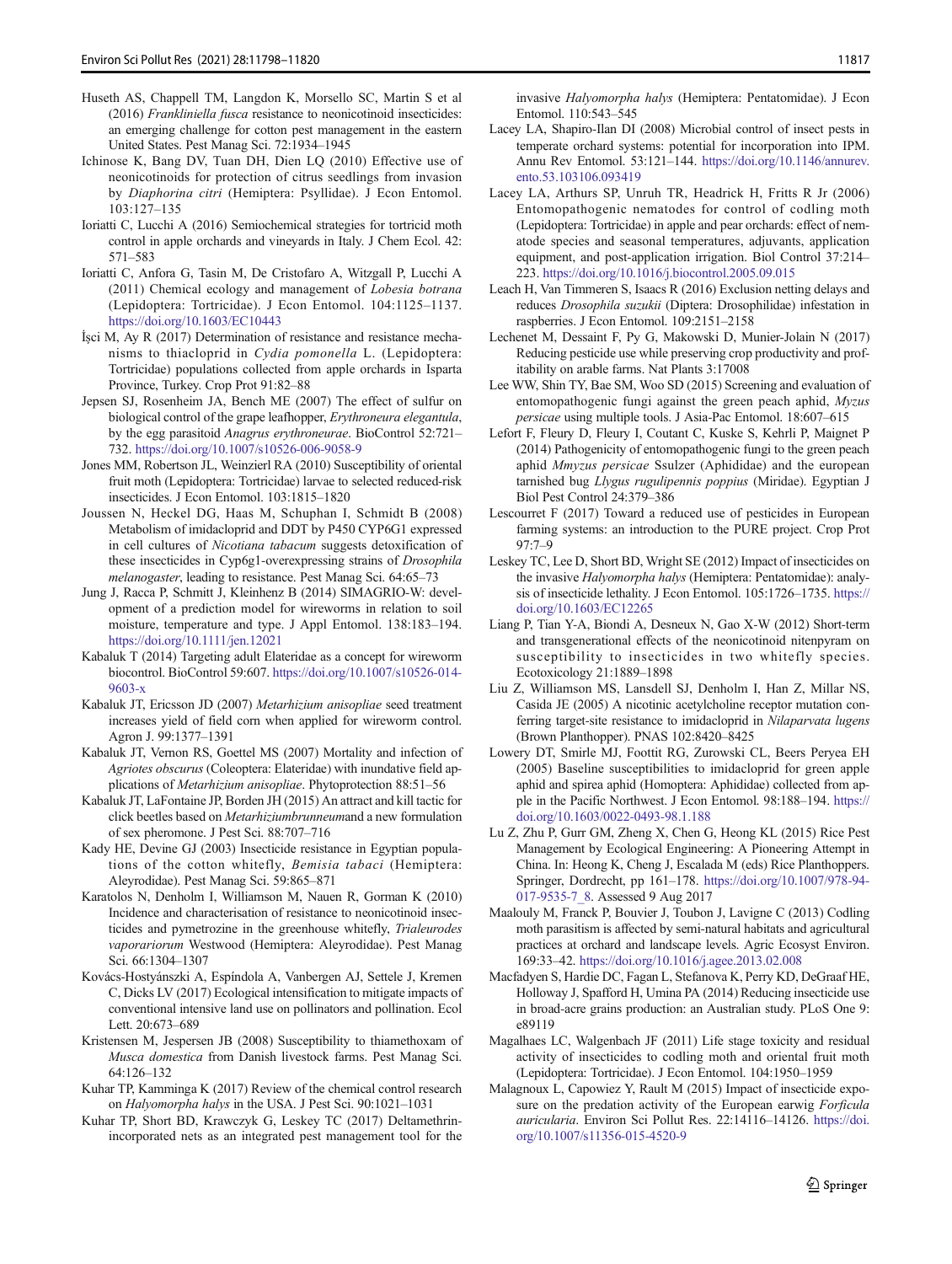Huseth AS, Chappell TM, Langdon K, Morsello SC, Martin S et al (2016) *Frankliniella fusca* resistance to neonicotinoid insecticides: an emerging challenge for cotton pest management in the eastern United States. Pest Manag Sci. 72:1934–1945

Ichinose K, Bang DV, Tuan DH, Dien LQ (2010) Effective use of neonicotinoids for protection of citrus seedlings from invasion by *Diaphorina citri* (Hemiptera: Psyllidae). J Econ Entomol. 103:127–135

Ioriatti C, Lucchi A (2016) Semiochemical strategies for tortricid moth control in apple orchards and vineyards in Italy. J Chem Ecol. 42: 571–583

Ioriatti C, Anfora G, Tasin M, De Cristofaro A, Witzgall P, Lucchi A (2011) Chemical ecology and management of *Lobesia botrana* (Lepidoptera: Tortricidae). J Econ Entomol. 104:1125–1137. https://doi.org/10.1603/EC10443

İşci M, Ay R (2017) Determination of resistance and resistance mechanisms to thiacloprid in *Cydia pomonella* L. (Lepidoptera: Tortricidae) populations collected from apple orchards in Isparta Province, Turkey. Crop Prot 91:82–88

Jepsen SJ, Rosenheim JA, Bench ME (2007) The effect of sulfur on biological control of the grape leafhopper, *Erythroneura elegantula*, by the egg parasitoid *Anagrus erythroneurae*. BioControl 52:721–732. https://doi.org/10.1007/s10526-006-9058-9

Jones MM, Robertson JL, Weinzierl RA (2010) Susceptibility of oriental fruit moth (Lepidoptera: Tortricidae) larvae to selected reduced-risk insecticides. J Econ Entomol. 103:1815–1820

Joussen N, Heckel DG, Haas M, Schuphan I, Schmidt B (2008) Metabolism of imidacloprid and DDT by P450 CYP6G1 expressed in cell cultures of *Nicotiana tabacum* suggests detoxification of these insecticides in Cyp6g1-overexpressing strains of *Drosophila melanogaster*, leading to resistance. Pest Manag Sci. 64:65–73

Jung J, Racca P, Schmitt J, Kleinhenz B (2014) SIMAGRIO-W: development of a prediction model for wireworms in relation to soil moisture, temperature and type. J Appl Entomol. 138:183–194. https://doi.org/10.1111/jen.12021

Kabaluk T (2014) Targeting adult Elateridae as a concept for wireworm biocontrol. BioControl 59:607. https://doi.org/10.1007/s10526-014-9603-x

Kabaluk JT, Ericsson JD (2007) *Metarhizium anisopliae* seed treatment increases yield of field corn when applied for wireworm control. Agron J. 99:1377–1391

Kabaluk JT, Vernon RS, Goettel MS (2007) Mortality and infection of *Agriotes obscurus* (Coleoptera: Elateridae) with inundative field applications of *Metarhizium anisopliae*. Phytoprotection 88:51–56

Kabaluk JT, LaFontaine JP, Borden JH (2015) An attract and kill tactic for click beetles based on *Metarhiziumbrunneum*and a new formulation of sex pheromone. J Pest Sci. 88:707–716

Kady HE, Devine GJ (2003) Insecticide resistance in Egyptian populations of the cotton whitefly, *Bemisia tabaci* (Hemiptera: Aleyrodidae). Pest Manag Sci. 59:865–871

Karatolos N, Denholm I, Williamson M, Nauen R, Gorman K (2010) Incidence and characterisation of resistance to neonicotinoid insecticides and pymetrozine in the greenhouse whitefly, *Trialeurodes vaporariorum* Westwood (Hemiptera: Aleyrodidae). Pest Manag Sci. 66:1304–1307

Kovács-Hostyánszki A, Espíndola A, Vanbergen AJ, Settele J, Kremen C, Dicks LV (2017) Ecological intensification to mitigate impacts of conventional intensive land use on pollinators and pollination. Ecol Lett. 20:673–689

Kristensen M, Jespersen JB (2008) Susceptibility to thiamethoxam of *Musca domestica* from Danish livestock farms. Pest Manag Sci. 64:126–132

Kuhar TP, Kamminga K (2017) Review of the chemical control research on *Halyomorpha halys* in the USA. J Pest Sci. 90:1021–1031

Kuhar TP, Short BD, Krawczyk G, Leskey TC (2017) Deltamethrin-incorporated nets as an integrated pest management tool for the invasive *Halyomorpha halys* (Hemiptera: Pentatomidae). J Econ Entomol. 110:543–545

Lacey LA, Shapiro-Ilan DI (2008) Microbial control of insect pests in temperate orchard systems: potential for incorporation into IPM. Annu Rev Entomol. 53:121–144. https://doi.org/10.1146/annurev.ento.53.103106.093419

Lacey LA, Arthurs SP, Unruh TR, Headrick H, Fritts R Jr (2006) Entomopathogenic nematodes for control of codling moth (Lepidoptera: Tortricidae) in apple and pear orchards: effect of nematode species and seasonal temperatures, adjuvants, application equipment, and post-application irrigation. Biol Control 37:214–223. https://doi.org/10.1016/j.biocontrol.2005.09.015

Leach H, Van Timmeren S, Isaacs R (2016) Exclusion netting delays and reduces *Drosophila suzukii* (Diptera: Drosophilidae) infestation in raspberries. J Econ Entomol. 109:2151–2158

Lechenet M, Dessaint F, Py G, Makowski D, Munier-Jolain N (2017) Reducing pesticide use while preserving crop productivity and profitability on arable farms. Nat Plants 3:17008

Lee WW, Shin TY, Bae SM, Woo SD (2015) Screening and evaluation of entomopathogenic fungi against the green peach aphid, *Myzus persicae* using multiple tools. J Asia-Pac Entomol. 18:607–615

Lefort F, Fleury D, Fleury I, Coutant C, Kuske S, Kehrli P, Maignet P (2014) Pathogenicity of entomopathogenic fungi to the green peach aphid *Mmyzus persicae* Ssulzer (Aphididae) and the european tarnished bug *Llygus rugulipennis poppius* (Miridae). Egyptian J Biol Pest Control 24:379–386

Lescourret F (2017) Toward a reduced use of pesticides in European farming systems: an introduction to the PURE project. Crop Prot 97:7–9

Leskey TC, Lee D, Short BD, Wright SE (2012) Impact of insecticides on the invasive *Halyomorpha halys* (Hemiptera: Pentatomidae): analysis of insecticide lethality. J Econ Entomol. 105:1726–1735. https://doi.org/10.1603/EC12265

Liang P, Tian Y-A, Biondi A, Desneux N, Gao X-W (2012) Short-term and transgenerational effects of the neonicotinoid nitenpyram on susceptibility to insecticides in two whitefly species. Ecotoxicology 21:1889–1898

Liu Z, Williamson MS, Lansdell SJ, Denholm I, Han Z, Millar NS, Casida JE (2005) A nicotinic acetylcholine receptor mutation conferring target-site resistance to imidacloprid in *Nilaparvata lugens* (Brown Planthopper). PNAS 102:8420–8425

Lowery DT, Smirle MJ, Foottit RG, Zurowski CL, Beers Peryea EH (2005) Baseline susceptibilities to imidacloprid for green apple aphid and spirea aphid (Homoptera: Aphididae) collected from apple in the Pacific Northwest. J Econ Entomol. 98:188–194. https://doi.org/10.1603/0022-0493-98.1.188

Lu Z, Zhu P, Gurr GM, Zheng X, Chen G, Heong KL (2015) Rice Pest Management by Ecological Engineering: A Pioneering Attempt in China. In: Heong K, Cheng J, Escalada M (eds) Rice Planthoppers. Springer, Dordrecht, pp 161–178. https://doi.org/10.1007/978-94-017-9535-7_8. Assessed 9 Aug 2017

Maalouly M, Franck P, Bouvier J, Toubon J, Lavigne C (2013) Codling moth parasitism is affected by semi-natural habitats and agricultural practices at orchard and landscape levels. Agric Ecosyst Environ. 169:33–42. https://doi.org/10.1016/j.agee.2013.02.008

Macfadyen S, Hardie DC, Fagan L, Stefanova K, Perry KD, DeGraaf HE, Holloway J, Spafford H, Umina PA (2014) Reducing insecticide use in broad-acre grains production: an Australian study. PLoS One 9: e89119

Magalhaes LC, Walgenbach JF (2011) Life stage toxicity and residual activity of insecticides to codling moth and oriental fruit moth (Lepidoptera: Tortricidae). J Econ Entomol. 104:1950–1959

Malagnoux L, Capowiez Y, Rault M (2015) Impact of insecticide exposure on the predation activity of the European earwig *Forficula auricularia*. Environ Sci Pollut Res. 22:14116–14126. https://doi.org/10.1007/s11356-015-4520-9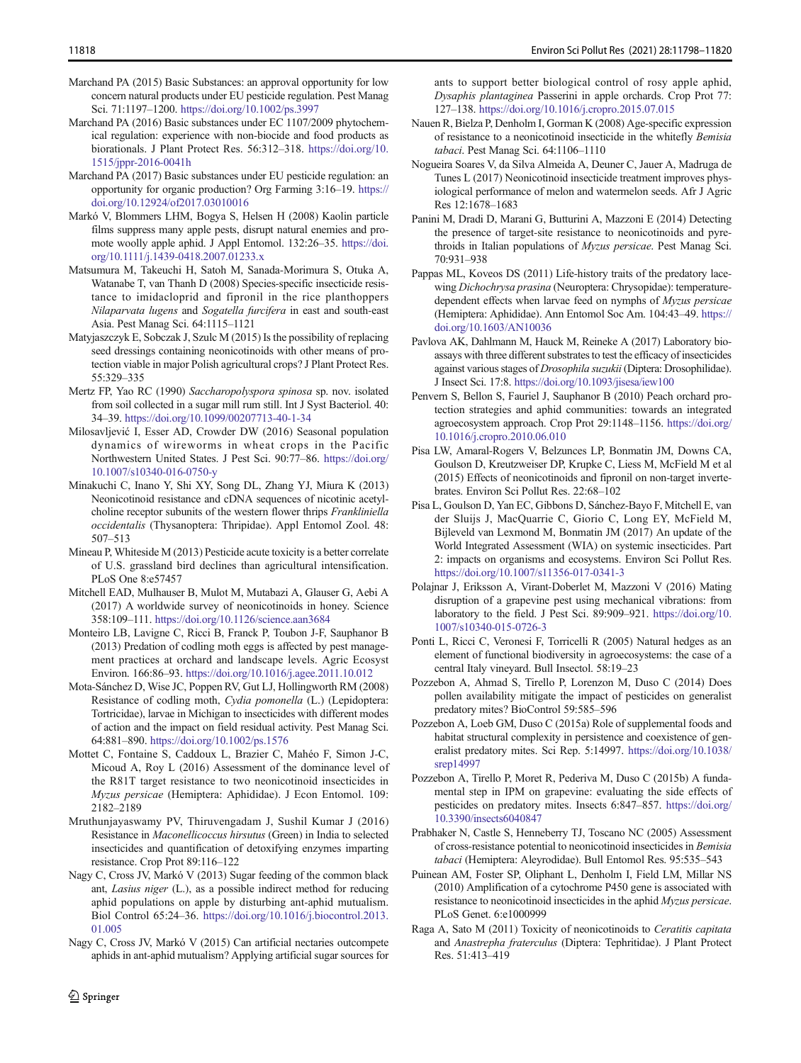Marchand PA (2015) Basic Substances: an approval opportunity for low concern natural products under EU pesticide regulation. Pest Manag Sci. 71:1197–1200. https://doi.org/10.1002/ps.3997

Marchand PA (2016) Basic substances under EC 1107/2009 phytochemical regulation: experience with non-biocide and food products as biorationals. J Plant Protect Res. 56:312–318. https://doi.org/10.1515/jppr-2016-0041h

Marchand PA (2017) Basic substances under EU pesticide regulation: an opportunity for organic production? Org Farming 3:16–19. https://doi.org/10.12924/of2017.03010016

Markó V, Blommers LHM, Bogya S, Helsen H (2008) Kaolin particle films suppress many apple pests, disrupt natural enemies and promote woolly apple aphid. J Appl Entomol. 132:26–35. https://doi.org/10.1111/j.1439-0418.2007.01233.x

Matsumura M, Takeuchi H, Satoh M, Sanada-Morimura S, Otuka A, Watanabe T, van Thanh D (2008) Species-specific insecticide resistance to imidacloprid and fipronil in the rice planthoppers *Nilaparvata lugens* and *Sogatella furcifera* in east and south-east Asia. Pest Manag Sci. 64:1115–1121

Matyjaszczyk E, Sobczak J, Szulc M (2015) Is the possibility of replacing seed dressings containing neonicotinoids with other means of protection viable in major Polish agricultural crops? J Plant Protect Res. 55:329–335

Mertz FP, Yao RC (1990) *Saccharopolyspora spinosa* sp. nov. isolated from soil collected in a sugar mill rum still. Int J Syst Bacteriol. 40:34–39. https://doi.org/10.1099/00207713-40-1-34

Milosavljević I, Esser AD, Crowder DW (2016) Seasonal population dynamics of wireworms in wheat crops in the Pacific Northwestern United States. J Pest Sci. 90:77–86. https://doi.org/10.1007/s10340-016-0750-y

Minakuchi C, Inano Y, Shi XY, Song DL, Zhang YJ, Miura K (2013) Neonicotinoid resistance and cDNA sequences of nicotinic acetylcholine receptor subunits of the western flower thrips *Frankliniella occidentalis* (Thysanoptera: Thripidae). Appl Entomol Zool. 48:507–513

Mineau P, Whiteside M (2013) Pesticide acute toxicity is a better correlate of U.S. grassland bird declines than agricultural intensification. PLoS One 8:e57457

Mitchell EAD, Mulhauser B, Mulot M, Mutabazi A, Glauser G, Aebi A (2017) A worldwide survey of neonicotinoids in honey. Science 358:109–111. https://doi.org/10.1126/science.aan3684

Monteiro LB, Lavigne C, Ricci B, Franck P, Toubon J-F, Sauphanor B (2013) Predation of codling moth eggs is affected by pest management practices at orchard and landscape levels. Agric Ecosyst Environ. 166:86–93. https://doi.org/10.1016/j.agee.2011.10.012

Mota-Sánchez D, Wise JC, Poppen RV, Gut LJ, Hollingworth RM (2008) Resistance of codling moth, *Cydia pomonella* (L.) (Lepidoptera: Tortricidae), larvae in Michigan to insecticides with different modes of action and the impact on field residual activity. Pest Manag Sci. 64:881–890. https://doi.org/10.1002/ps.1576

Mottet C, Fontaine S, Caddoux L, Brazier C, Mahéo F, Simon J-C, Micoud A, Roy L (2016) Assessment of the dominance level of the R81T target resistance to two neonicotinoid insecticides in *Myzus persicae* (Hemiptera: Aphididae). J Econ Entomol. 109:2182–2189

Mruthunjayaswamy PV, Thiruvengadam J, Sushil Kumar J (2016) Resistance in *Maconellicoccus hirsutus* (Green) in India to selected insecticides and quantification of detoxifying enzymes imparting resistance. Crop Prot 89:116–122

Nagy C, Cross JV, Markó V (2013) Sugar feeding of the common black ant, *Lasius niger* (L.), as a possible indirect method for reducing aphid populations on apple by disturbing ant-aphid mutualism. Biol Control 65:24–36. https://doi.org/10.1016/j.biocontrol.2013.01.005

Nagy C, Cross JV, Markó V (2015) Can artificial nectaries outcompete aphids in ant-aphid mutualism? Applying artificial sugar sources for ants to support better biological control of rosy apple aphid, *Dysaphis plantaginea* Passerini in apple orchards. Crop Prot 77:127–138. https://doi.org/10.1016/j.cropro.2015.07.015

Nauen R, Bielza P, Denholm I, Gorman K (2008) Age-specific expression of resistance to a neonicotinoid insecticide in the whitefly *Bemisia tabaci*. Pest Manag Sci. 64:1106–1110

Nogueira Soares V, da Silva Almeida A, Deuner C, Jauer A, Madruga de Tunes L (2017) Neonicotinoid insecticide treatment improves physiological performance of melon and watermelon seeds. Afr J Agric Res 12:1678–1683

Panini M, Dradi D, Marani G, Butturini A, Mazzoni E (2014) Detecting the presence of target-site resistance to neonicotinoids and pyrethroids in Italian populations of *Myzus persicae*. Pest Manag Sci. 70:931–938

Pappas ML, Koveos DS (2011) Life-history traits of the predatory lacewing *Dichochrysa prasina* (Neuroptera: Chrysopidae): temperature-dependent effects when larvae feed on nymphs of *Myzus persicae* (Hemiptera: Aphididae). Ann Entomol Soc Am. 104:43–49. https://doi.org/10.1603/AN10036

Pavlova AK, Dahlmann M, Hauck M, Reineke A (2017) Laboratory bioassays with three different substrates to test the efficacy of insecticides against various stages of *Drosophila suzukii* (Diptera: Drosophilidae). J Insect Sci. 17:8. https://doi.org/10.1093/jisesa/iew100

Penvern S, Bellon S, Fauriel J, Sauphanor B (2010) Peach orchard protection strategies and aphid communities: towards an integrated agroecosystem approach. Crop Prot 29:1148–1156. https://doi.org/10.1016/j.cropro.2010.06.010

Pisa LW, Amaral-Rogers V, Belzunces LP, Bonmatin JM, Downs CA, Goulson D, Kreutzweiser DP, Krupke C, Liess M, McField M et al (2015) Effects of neonicotinoids and fipronil on non-target invertebrates. Environ Sci Pollut Res. 22:68–102

Pisa L, Goulson D, Yan EC, Gibbons D, Sánchez-Bayo F, Mitchell E, van der Sluijs J, MacQuarrie C, Giorio C, Long EY, McField M, Bijleveld van Lexmond M, Bonmatin JM (2017) An update of the World Integrated Assessment (WIA) on systemic insecticides. Part 2: impacts on organisms and ecosystems. Environ Sci Pollut Res. https://doi.org/10.1007/s11356-017-0341-3

Polajnar J, Eriksson A, Virant-Doberlet M, Mazzoni V (2016) Mating disruption of a grapevine pest using mechanical vibrations: from laboratory to the field. J Pest Sci. 89:909–921. https://doi.org/10.1007/s10340-015-0726-3

Ponti L, Ricci C, Veronesi F, Torricelli R (2005) Natural hedges as an element of functional biodiversity in agroecosystems: the case of a central Italy vineyard. Bull Insectol. 58:19–23

Pozzebon A, Ahmad S, Tirello P, Lorenzon M, Duso C (2014) Does pollen availability mitigate the impact of pesticides on generalist predatory mites? BioControl 59:585–596

Pozzebon A, Loeb GM, Duso C (2015a) Role of supplemental foods and habitat structural complexity in persistence and coexistence of generalist predatory mites. Sci Rep. 5:14997. https://doi.org/10.1038/srep14997

Pozzebon A, Tirello P, Moret R, Pederiva M, Duso C (2015b) A fundamental step in IPM on grapevine: evaluating the side effects of pesticides on predatory mites. Insects 6:847–857. https://doi.org/10.3390/insects6040847

Prabhaker N, Castle S, Henneberry TJ, Toscano NC (2005) Assessment of cross-resistance potential to neonicotinoid insecticides in *Bemisia tabaci* (Hemiptera: Aleyrodidae). Bull Entomol Res. 95:535–543

Puinean AM, Foster SP, Oliphant L, Denholm I, Field LM, Millar NS (2010) Amplification of a cytochrome P450 gene is associated with resistance to neonicotinoid insecticides in the aphid *Myzus persicae*. PLoS Genet. 6:e1000999

Raga A, Sato M (2011) Toxicity of neonicotinoids to *Ceratitis capitata* and *Anastrepha fraterculus* (Diptera: Tephritidae). J Plant Protect Res. 51:413–419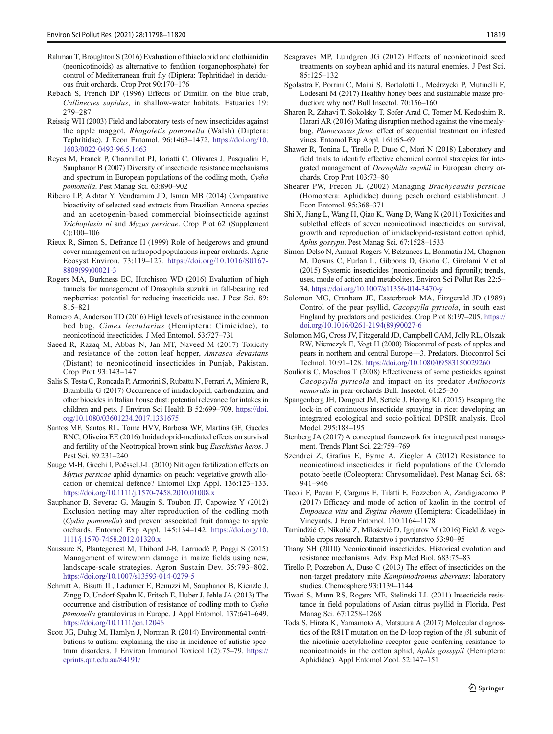Rahman T, Broughton S (2016) Evaluation of thiacloprid and clothianidin (neonicotinoids) as alternative to fenthion (organophosphate) for control of Mediterranean fruit fly (Diptera: Tephritidae) in deciduous fruit orchards. Crop Prot 90:170–176

Rebach S, French DP (1996) Effects of Dimilin on the blue crab, *Callinectes sapidus*, in shallow-water habitats. Estuaries 19: 279–287

Reissig WH (2003) Field and laboratory tests of new insecticides against the apple maggot, *Rhagoletis pomonella* (Walsh) (Diptera: Tephritidae). J Econ Entomol. 96:1463–1472. https://doi.org/10.1603/0022-0493-96.5.1463

Reyes M, Franck P, Charmillot PJ, Ioriatti C, Olivares J, Pasqualini E, Sauphanor B (2007) Diversity of insecticide resistance mechanisms and spectrum in European populations of the codling moth, *Cydia pomonella*. Pest Manag Sci. 63:890–902

Ribeiro LP, Akhtar Y, Vendramim JD, Isman MB (2014) Comparative bioactivity of selected seed extracts from Brazilian Annona species and an acetogenin-based commercial bioinsecticide against *Trichoplusia ni* and *Myzus persicae*. Crop Prot 62 (Supplement C):100–106

Rieux R, Simon S, Defrance H (1999) Role of hedgerows and ground cover management on arthropod populations in pear orchards. Agric Ecosyst Environ. 73:119–127. https://doi.org/10.1016/S0167-8809(99)00021-3

Rogers MA, Burkness EC, Hutchison WD (2016) Evaluation of high tunnels for management of Drosophila suzukii in fall-bearing red raspberries: potential for reducing insecticide use. J Pest Sci. 89: 815–821

Romero A, Anderson TD (2016) High levels of resistance in the common bed bug, *Cimex lectularius* (Hemiptera: Cimicidae), to neonicotinoid insecticides. J Med Entomol. 53:727–731

Saeed R, Razaq M, Abbas N, Jan MT, Naveed M (2017) Toxicity and resistance of the cotton leaf hopper, *Amrasca devastans* (Distant) to neonicotinoid insecticides in Punjab, Pakistan. Crop Prot 93:143–147

Salis S, Testa C, Roncada P, Armorini S, Rubattu N, Ferrari A, Miniero R, Brambilla G (2017) Occurrence of imidacloprid, carbendazim, and other biocides in Italian house dust: potential relevance for intakes in children and pets. J Environ Sci Health B 52:699–709. https://doi.org/10.1080/03601234.2017.1331675

Santos MF, Santos RL, Tomé HVV, Barbosa WF, Martins GF, Guedes RNC, Oliveira EE (2016) Imidacloprid-mediated effects on survival and fertility of the Neotropical brown stink bug *Euschistus heros*. J Pest Sci. 89:231–240

Sauge M-H, Grechi I, Poëssel J-L (2010) Nitrogen fertilization effects on *Myzus persicae* aphid dynamics on peach: vegetative growth allocation or chemical defence? Entomol Exp Appl. 136:123–133. https://doi.org/10.1111/j.1570-7458.2010.01008.x

Sauphanor B, Severac G, Maugin S, Toubon JF, Capowiez Y (2012) Exclusion netting may alter reproduction of the codling moth (*Cydia pomonella*) and prevent associated fruit damage to apple orchards. Entomol Exp Appl. 145:134–142. https://doi.org/10.1111/j.1570-7458.2012.01320.x

Saussure S, Plantegenest M, Thibord J-B, Larruodè P, Poggi S (2015) Management of wireworm damage in maize fields using new, landscape-scale strategies. Agron Sustain Dev. 35:793–802. https://doi.org/10.1007/s13593-014-0279-5

Schmitt A, Bisutti IL, Ladurner E, Benuzzi M, Sauphanor B, Kienzle J, Zingg D, Undorf-Spahn K, Fritsch E, Huber J, Jehle JA (2013) The occurrence and distribution of resistance of codling moth to *Cydia pomonella* granulovirus in Europe. J Appl Entomol. 137:641–649. https://doi.org/10.1111/jen.12046

Scott JG, Duhig M, Hamlyn J, Norman R (2014) Environmental contributions to autism: explaining the rise in incidence of autistic spectrum disorders. J Environ Immunol Toxicol 1(2):75–79. https://eprints.qut.edu.au/84191/

Seagraves MP, Lundgren JG (2012) Effects of neonicotinoid seed treatments on soybean aphid and its natural enemies. J Pest Sci. 85:125–132

Sgolastra F, Porrini C, Maini S, Bortolotti L, Medrzycki P, Mutinelli F, Lodesani M (2017) Healthy honey bees and sustainable maize production: why not? Bull Insectol. 70:156–160

Sharon R, Zahavi T, Sokolsky T, Sofer-Arad C, Tomer M, Kedoshim R, Harari AR (2016) Mating disruption method against the vine mealybug, *Planococcus ficus*: effect of sequential treatment on infested vines. Entomol Exp Appl. 161:65–69

Shawer R, Tonina L, Tirello P, Duso C, Mori N (2018) Laboratory and field trials to identify effective chemical control strategies for integrated management of *Drosophila suzukii* in European cherry orchards. Crop Prot 103:73–80

Shearer PW, Frecon JL (2002) Managing *Brachycaudis persicae* (Homoptera: Aphididae) during peach orchard establishment. J Econ Entomol. 95:368–371

Shi X, Jiang L, Wang H, Qiao K, Wang D, Wang K (2011) Toxicities and sublethal effects of seven neonicotinoid insecticides on survival, growth and reproduction of imidacloprid-resistant cotton aphid, *Aphis gossypii*. Pest Manag Sci. 67:1528–1533

Simon-Delso N, Amaral-Rogers V, Belzunces L, Bonmatin JM, Chagnon M, Downs C, Furlan L, Gibbons D, Giorio C, Girolami V et al (2015) Systemic insecticides (neonicotinoids and fipronil); trends, uses, mode of action and metabolites. Environ Sci Pollut Res 22:5–34. https://doi.org/10.1007/s11356-014-3470-y

Solomon MG, Cranham JE, Easterbrook MA, Fitzgerald JD (1989) Control of the pear psyllid, *Cacopsylla pyricola*, in south east England by predators and pesticides. Crop Prot 8:197–205. https://doi.org/10.1016/0261-2194(89)90027-6

Solomon MG, Cross JV, Fitzgerald JD, Campbell CAM, Jolly RL, Olszak RW, Niemczyk E, Vogt H (2000) Biocontrol of pests of apples and pears in northern and central Europe—3. Predators. Biocontrol Sci Technol. 10:91–128. https://doi.org/10.1080/09583150029260

Souliotis C, Moschos T (2008) Effectiveness of some pesticides against *Cacopsylla pyricola* and impact on its predator *Anthocoris nemoralis* in pear-orchards Bull. Insectol. 61:25–30

Spangenberg JH, Douguet JM, Settele J, Heong KL (2015) Escaping the lock-in of continuous insecticide spraying in rice: developing an integrated ecological and socio-political DPSIR analysis. Ecol Model. 295:188–195

Stenberg JA (2017) A conceptual framework for integrated pest management. Trends Plant Sci. 22:759–769

Szendrei Z, Grafius E, Byrne A, Ziegler A (2012) Resistance to neonicotinoid insecticides in field populations of the Colorado potato beetle (Coleoptera: Chrysomelidae). Pest Manag Sci. 68: 941–946

Tacoli F, Pavan F, Cargnus E, Tilatti E, Pozzebon A, Zandigiacomo P (2017) Efficacy and mode of action of kaolin in the control of *Empoasca vitis* and *Zygina rhamni* (Hemiptera: Cicadellidae) in Vineyards. J Econ Entomol. 110:1164–1178

Tamindžić G, Nikolić Z, Milošević D, Ignjatov M (2016) Field & vegetable crops research. Ratarstvo i povrtarstvo 53:90–95

Thany SH (2010) Neonicotinoid insecticides. Historical evolution and resistance mechanisms. Adv. Exp Med Biol. 683:75–83

Tirello P, Pozzebon A, Duso C (2013) The effect of insecticides on the non-target predatory mite *Kampimodromus aberrans*: laboratory studies. Chemosphere 93:1139–1144

Tiwari S, Mann RS, Rogers ME, Stelinski LL (2011) Insecticide resistance in field populations of Asian citrus psyllid in Florida. Pest Manag Sci. 67:1258–1268

Toda S, Hirata K, Yamamoto A, Matsuura A (2017) Molecular diagnostics of the R81T mutation on the D-loop region of the $\beta 1$ subunit of the nicotinic acetylcholine receptor gene conferring resistance to neonicotinoids in the cotton aphid, *Aphis gossypii* (Hemiptera: Aphididae). Appl Entomol Zool. 52:147–151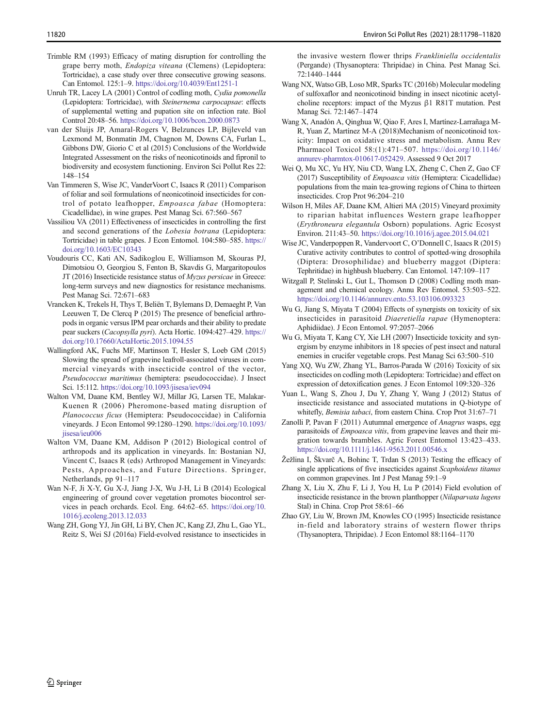Trimble RM (1993) Efficacy of mating disruption for controlling the grape berry moth, *Endopiza viteana* (Clemens) (Lepidoptera: Tortricidae), a case study over three consecutive growing seasons. Can Entomol. 125:1–9. https://doi.org/10.4039/Ent1251-1

Unruh TR, Lacey LA (2001) Control of codling moth, *Cydia pomonella* (Lepidoptera: Tortricidae), with *Steinernema carpocapsae*: effects of supplemental wetting and pupation site on infection rate. Biol Control 20:48–56. https://doi.org/10.1006/bcon.2000.0873

van der Sluijs JP, Amaral-Rogers V, Belzunces LP, Bijleveld van Lexmond M, Bonmatin JM, Chagnon M, Downs CA, Furlan L, Gibbons DW, Giorio C et al (2015) Conclusions of the Worldwide Integrated Assessment on the risks of neonicotinoids and fipronil to biodiversity and ecosystem functioning. Environ Sci Pollut Res 22: 148–154

Van Timmeren S, Wise JC, VanderVoort C, Isaacs R (2011) Comparison of foliar and soil formulations of neonicotinoid insecticides for control of potato leafhopper, *Empoasca fabae* (Homoptera: Cicadellidae), in wine grapes. Pest Manag Sci. 67:560–567

Vassiliou VA (2011) Effectiveness of insecticides in controlling the first and second generations of the *Lobesia botrana* (Lepidoptera: Tortricidae) in table grapes. J Econ Entomol. 104:580–585. https://doi.org/10.1603/EC10343

Voudouris CC, Kati AN, Sadikoglou E, Williamson M, Skouras PJ, Dimotsiou O, Georgiou S, Fenton B, Skavdis G, Margaritopoulos JT (2016) Insecticide resistance status of *Myzus persicae* in Greece: long-term surveys and new diagnostics for resistance mechanisms. Pest Manag Sci. 72:671–683

Vrancken K, Trekels H, Thys T, Beliën T, Bylemans D, Demaeght P, Van Leeuwen T, De Clercq P (2015) The presence of beneficial arthropods in organic versus IPM pear orchards and their ability to predate pear suckers (*Cacopsylla pyri*). Acta Hortic. 1094:427–429. https://doi.org/10.17660/ActaHortic.2015.1094.55

Wallingford AK, Fuchs MF, Martinson T, Hesler S, Loeb GM (2015) Slowing the spread of grapevine leafroll-associated viruses in commercial vineyards with insecticide control of the vector, *Pseudococcus maritimus* (hemiptera: pseudococcidae). J Insect Sci. 15:112. https://doi.org/10.1093/jisesa/iev094

Walton VM, Daane KM, Bentley WJ, Millar JG, Larsen TE, Malakar-Kuenen R (2006) Pheromone-based mating disruption of *Planococcus ficus* (Hemiptera: Pseudococcidae) in California vineyards. J Econ Entomol 99:1280–1290. https://doi.org/10.1093/jisesa/ieu006

Walton VM, Daane KM, Addison P (2012) Biological control of arthropods and its application in vineyards. In: Bostanian NJ, Vincent C, Isaacs R (eds) Arthropod Management in Vineyards: Pests, Approaches, and Future Directions. Springer, Netherlands, pp 91–117

Wan N-F, Ji X-Y, Gu X-J, Jiang J-X, Wu J-H, Li B (2014) Ecological engineering of ground cover vegetation promotes biocontrol services in peach orchards. Ecol. Eng. 64:62–65. https://doi.org/10.1016/j.ecoleng.2013.12.033

Wang ZH, Gong YJ, Jin GH, Li BY, Chen JC, Kang ZJ, Zhu L, Gao YL, Reitz S, Wei SJ (2016a) Field-evolved resistance to insecticides in the invasive western flower thrips *Frankliniella occidentalis* (Pergande) (Thysanoptera: Thripidae) in China. Pest Manag Sci. 72:1440–1444

Wang NX, Watso GB, Loso MR, Sparks TC (2016b) Molecular modeling of sulfoxaflor and neonicotinoid binding in insect nicotinic acetylcholine receptors: impact of the Myzus β1 R81T mutation. Pest Manag Sci. 72:1467–1474

Wang X, Anadón A, Qinghua W, Qiao F, Ares I, Martínez-Larrañaga M-R, Yuan Z, Martínez M-A (2018)Mechanism of neonicotinoid toxicity: Impact on oxidative stress and metabolism. Annu Rev Pharmacol Toxicol 58:(1):471–507. https://doi.org/10.1146/annurev-pharmtox-010617-052429. Assessed 9 Oct 2017

Wei Q, Mu XC, Yu HY, Niu CD, Wang LX, Zheng C, Chen Z, Gao CF (2017) Susceptibility of *Empoasca vitis* (Hemiptera: Cicadellidae) populations from the main tea-growing regions of China to thirteen insecticides. Crop Prot 96:204–210

Wilson H, Miles AF, Daane KM, Altieri MA (2015) Vineyard proximity to riparian habitat influences Western grape leafhopper (*Erythroneura elegantula* Osborn) populations. Agric Ecosyst Environ. 211:43–50. https://doi.org/10.1016/j.agee.2015.04.021

Wise JC, Vanderpoppen R, Vandervoort C, O'Donnell C, Isaacs R (2015) Curative activity contributes to control of spotted-wing drosophila (Diptera: Drosophilidae) and blueberry maggot (Diptera: Tephritidae) in highbush blueberry. Can Entomol. 147:109–117

Witzgall P, Stelinski L, Gut L, Thomson D (2008) Codling moth management and chemical ecology. Annu Rev Entomol. 53:503–522. https://doi.org/10.1146/annurev.ento.53.103106.093323

Wu G, Jiang S, Miyata T (2004) Effects of synergists on toxicity of six insecticides in parasitoid *Diaeretiella rapae* (Hymenoptera: Aphidiidae). J Econ Entomol. 97:2057–2066

Wu G, Miyata T, Kang CY, Xie LH (2007) Insecticide toxicity and synergism by enzyme inhibitors in 18 species of pest insect and natural enemies in crucifer vegetable crops. Pest Manag Sci 63:500–510

Yang XQ, Wu ZW, Zhang YL, Barros-Parada W (2016) Toxicity of six insecticides on codling moth (Lepidoptera: Tortricidae) and effect on expression of detoxification genes. J Econ Entomol 109:320–326

Yuan L, Wang S, Zhou J, Du Y, Zhang Y, Wang J (2012) Status of insecticide resistance and associated mutations in Q-biotype of whitefly, *Bemisia tabaci*, from eastern China. Crop Prot 31:67–71

Zanolli P, Pavan F (2011) Autumnal emergence of *Anagrus* wasps, egg parasitoids of *Empoasca vitis*, from grapevine leaves and their migration towards brambles. Agric Forest Entomol 13:423–433. https://doi.org/10.1111/j.1461-9563.2011.00546.x

Žežlina I, Škvarč A, Bohinc T, Trdan S (2013) Testing the efficacy of single applications of five insecticides against *Scaphoideus titanus* on common grapevines. Int J Pest Manag 59:1–9

Zhang X, Liu X, Zhu F, Li J, You H, Lu P (2014) Field evolution of insecticide resistance in the brown planthopper (*Nilaparvata lugens* Stal) in China. Crop Prot 58:61–66

Zhao GY, Liu W, Brown JM, Knowles CO (1995) Insecticide resistance in-field and laboratory strains of western flower thrips (Thysanoptera, Thripidae). J Econ Entomol 88:1164–1170